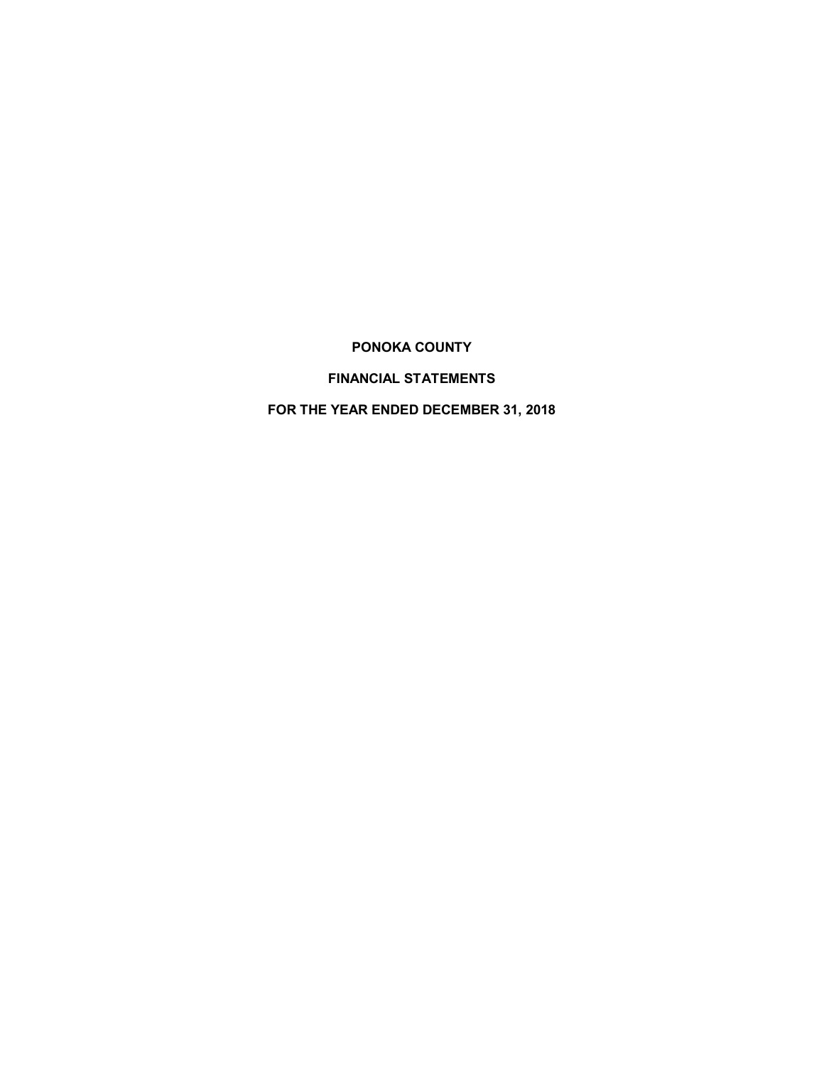# PONOKA COUNTY

## FINANCIAL STATEMENTS

## FOR THE YEAR ENDED DECEMBER 31, 2018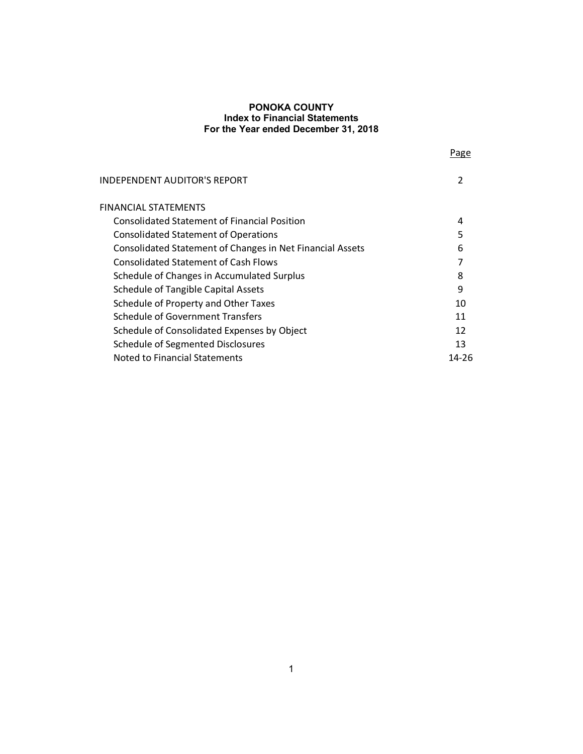**PONOKA COUNTY**
**Index to Financial Statements**
**For the Year ended December 31, 2018**

| | Page |
|---|---|
| INDEPENDENT AUDITOR'S REPORT | 2 |
| FINANCIAL STATEMENTS | |
| Consolidated Statement of Financial Position | 4 |
| Consolidated Statement of Operations | 5 |
| Consolidated Statement of Changes in Net Financial Assets | 6 |
| Consolidated Statement of Cash Flows | 7 |
| Schedule of Changes in Accumulated Surplus | 8 |
| Schedule of Tangible Capital Assets | 9 |
| Schedule of Property and Other Taxes | 10 |
| Schedule of Government Transfers | 11 |
| Schedule of Consolidated Expenses by Object | 12 |
| Schedule of Segmented Disclosures | 13 |
| Noted to Financial Statements | 14-26 |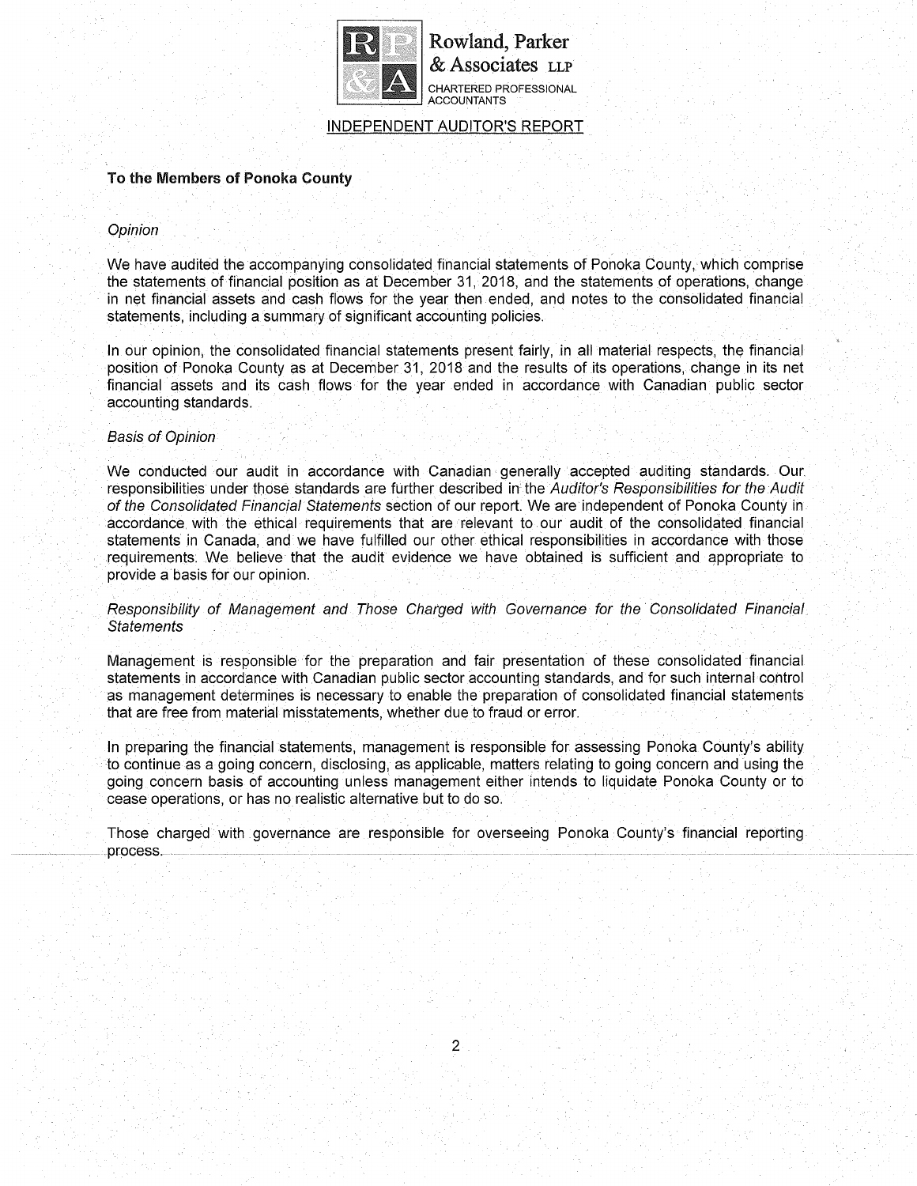Rowland, Parker & Associates LLP
CHARTERED PROFESSIONAL ACCOUNTANTS

## INDEPENDENT AUDITOR'S REPORT

**To the Members of Ponoka County**

*Opinion*

We have audited the accompanying consolidated financial statements of Ponoka County, which comprise the statements of financial position as at December 31, 2018, and the statements of operations, change in net financial assets and cash flows for the year then ended, and notes to the consolidated financial statements, including a summary of significant accounting policies.

In our opinion, the consolidated financial statements present fairly, in all material respects, the financial position of Ponoka County as at December 31, 2018 and the results of its operations, change in its net financial assets and its cash flows for the year ended in accordance with Canadian public sector accounting standards.

*Basis of Opinion*

We conducted our audit in accordance with Canadian generally accepted auditing standards. Our responsibilities under those standards are further described in the *Auditor's Responsibilities for the Audit of the Consolidated Financial Statements* section of our report. We are independent of Ponoka County in accordance with the ethical requirements that are relevant to our audit of the consolidated financial statements in Canada, and we have fulfilled our other ethical responsibilities in accordance with those requirements. We believe that the audit evidence we have obtained is sufficient and appropriate to provide a basis for our opinion.

*Responsibility of Management and Those Charged with Governance for the Consolidated Financial Statements*

Management is responsible for the preparation and fair presentation of these consolidated financial statements in accordance with Canadian public sector accounting standards, and for such internal control as management determines is necessary to enable the preparation of consolidated financial statements that are free from material misstatements, whether due to fraud or error.

In preparing the financial statements, management is responsible for assessing Ponoka County's ability to continue as a going concern, disclosing, as applicable, matters relating to going concern and using the going concern basis of accounting unless management either intends to liquidate Ponoka County or to cease operations, or has no realistic alternative but to do so.

Those charged with governance are responsible for overseeing Ponoka County's financial reporting process.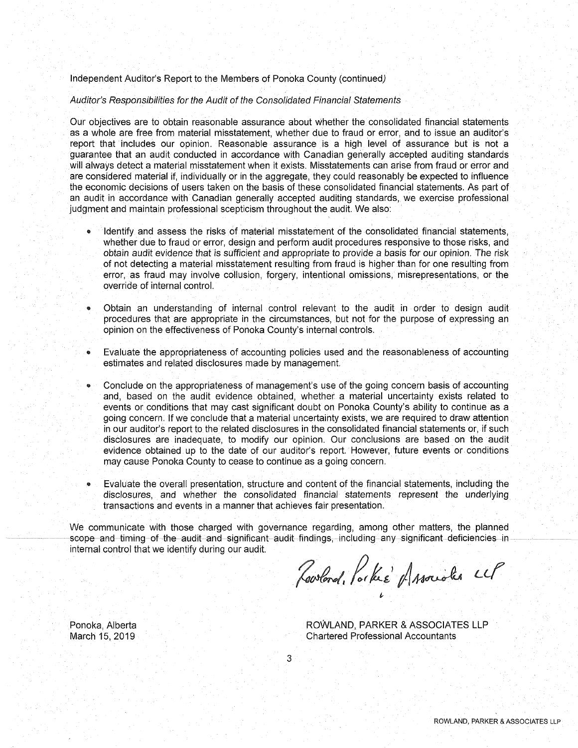Independent Auditor's Report to the Members of Ponoka County (continued)

*Auditor's Responsibilities for the Audit of the Consolidated Financial Statements*

Our objectives are to obtain reasonable assurance about whether the consolidated financial statements as a whole are free from material misstatement, whether due to fraud or error, and to issue an auditor's report that includes our opinion. Reasonable assurance is a high level of assurance but is not a guarantee that an audit conducted in accordance with Canadian generally accepted auditing standards will always detect a material misstatement when it exists. Misstatements can arise from fraud or error and are considered material if, individually or in the aggregate, they could reasonably be expected to influence the economic decisions of users taken on the basis of these consolidated financial statements. As part of an audit in accordance with Canadian generally accepted auditing standards, we exercise professional judgment and maintain professional scepticism throughout the audit. We also:

- Identify and assess the risks of material misstatement of the consolidated financial statements, whether due to fraud or error, design and perform audit procedures responsive to those risks, and *obtain audit evidence that is sufficient and appropriate to provide a basis for our opinion*. The risk of not detecting a material misstatement resulting from fraud is higher than for one resulting from error, as fraud may involve collusion, forgery, intentional omissions, misrepresentations, or the override of internal control.

- Obtain an understanding of internal control relevant to the audit in order to design audit procedures that are appropriate in the circumstances, but not for the purpose of expressing an opinion on the effectiveness of Ponoka County's internal controls.

- Evaluate the appropriateness of accounting policies used and the reasonableness of accounting estimates and related disclosures made by management.

- Conclude on the appropriateness of management's use of the going concern basis of accounting and, based on the audit evidence obtained, whether a material uncertainty exists related to events or conditions that may cast significant doubt on Ponoka County's ability to continue as a going concern. If we conclude that a material uncertainty exists, we are required to draw attention in our auditor's report to the related disclosures in the consolidated financial statements or, if such disclosures are inadequate, to modify our opinion. Our conclusions are based on the audit evidence obtained up to the date of our auditor's report. However, future events or conditions may cause Ponoka County to cease to continue as a going concern.

- Evaluate the overall presentation, structure and content of the financial statements, including the disclosures, and whether the consolidated financial statements represent the underlying transactions and events in a manner that achieves fair presentation.

We communicate with those charged with governance regarding, among other matters, the planned scope and timing of the audit and significant audit findings, including any significant deficiencies in internal control that we identify during our audit.

Ponoka, Alberta
March 15, 2019

ROWLAND, PARKER & ASSOCIATES LLP
Chartered Professional Accountants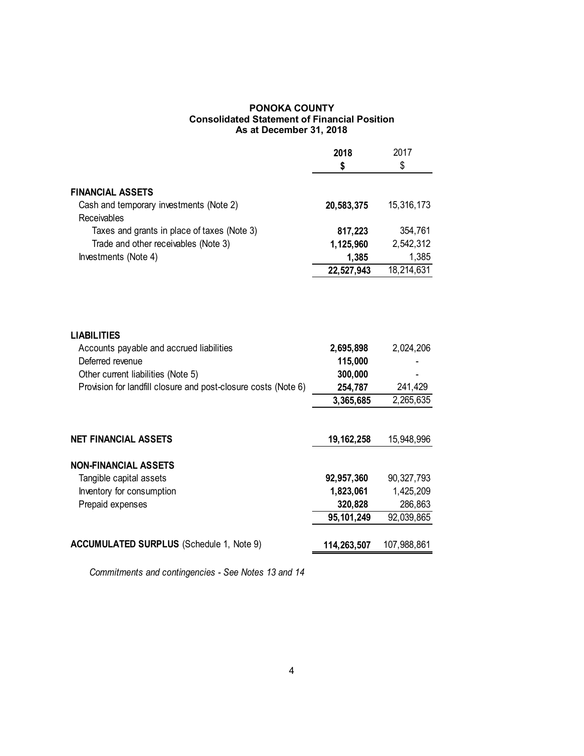# PONOKA COUNTY

## Consolidated Statement of Financial Position

### As at December 31, 2018

| | **2018** | 2017 |
|---|---|---|
| | **$** | $ |
| **FINANCIAL ASSETS** | | |
| Cash and temporary investments (Note 2) | **20,583,375** | 15,316,173 |
| Receivables | | |
| Taxes and grants in place of taxes (Note 3) | **817,223** | 354,761 |
| Trade and other receivables (Note 3) | **1,125,960** | 2,542,312 |
| Investments (Note 4) | **1,385** | 1,385 |
| | **22,527,943** | 18,214,631 |
| **LIABILITIES** | | |
| Accounts payable and accrued liabilities | **2,695,898** | 2,024,206 |
| Deferred revenue | **115,000** | - |
| Other current liabilities (Note 5) | **300,000** | - |
| Provision for landfill closure and post-closure costs (Note 6) | **254,787** | 241,429 |
| | **3,365,685** | 2,265,635 |
| **NET FINANCIAL ASSETS** | **19,162,258** | 15,948,996 |
| **NON-FINANCIAL ASSETS** | | |
| Tangible capital assets | **92,957,360** | 90,327,793 |
| Inventory for consumption | **1,823,061** | 1,425,209 |
| Prepaid expenses | **320,828** | 286,863 |
| | **95,101,249** | 92,039,865 |
| **ACCUMULATED SURPLUS** (Schedule 1, Note 9) | **114,263,507** | 107,988,861 |

*Commitments and contingencies - See Notes 13 and 14*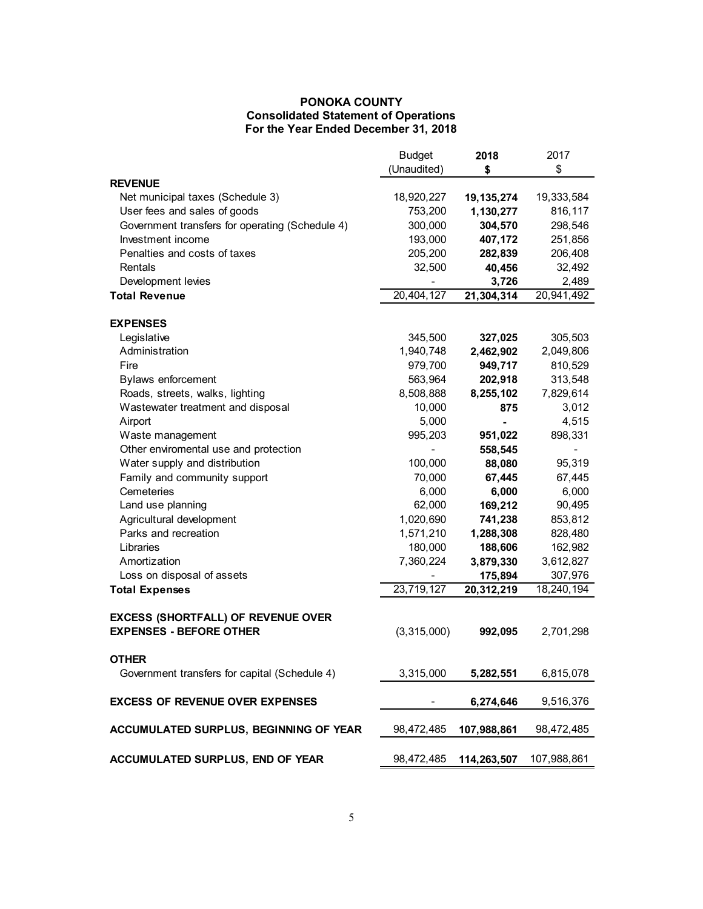# PONOKA COUNTY
## Consolidated Statement of Operations
### For the Year Ended December 31, 2018

| | Budget (Unaudited) | **2018 $** | 2017 $ |
|---|---|---|---|
| **REVENUE** | | | |
| Net municipal taxes (Schedule 3) | 18,920,227 | **19,135,274** | 19,333,584 |
| User fees and sales of goods | 753,200 | **1,130,277** | 816,117 |
| Government transfers for operating (Schedule 4) | 300,000 | **304,570** | 298,546 |
| Investment income | 193,000 | **407,172** | 251,856 |
| Penalties and costs of taxes | 205,200 | **282,839** | 206,408 |
| Rentals | 32,500 | **40,456** | 32,492 |
| Development levies | - | **3,726** | 2,489 |
| **Total Revenue** | 20,404,127 | **21,304,314** | 20,941,492 |
| **EXPENSES** | | | |
| Legislative | 345,500 | **327,025** | 305,503 |
| Administration | 1,940,748 | **2,462,902** | 2,049,806 |
| Fire | 979,700 | **949,717** | 810,529 |
| Bylaws enforcement | 563,964 | **202,918** | 313,548 |
| Roads, streets, walks, lighting | 8,508,888 | **8,255,102** | 7,829,614 |
| Wastewater treatment and disposal | 10,000 | **875** | 3,012 |
| Airport | 5,000 | **-** | 4,515 |
| Waste management | 995,203 | **951,022** | 898,331 |
| Other enviromental use and protection | - | **558,545** | - |
| Water supply and distribution | 100,000 | **88,080** | 95,319 |
| Family and community support | 70,000 | **67,445** | 67,445 |
| Cemeteries | 6,000 | **6,000** | 6,000 |
| Land use planning | 62,000 | **169,212** | 90,495 |
| Agricultural development | 1,020,690 | **741,238** | 853,812 |
| Parks and recreation | 1,571,210 | **1,288,308** | 828,480 |
| Libraries | 180,000 | **188,606** | 162,982 |
| Amortization | 7,360,224 | **3,879,330** | 3,612,827 |
| Loss on disposal of assets | - | **175,894** | 307,976 |
| **Total Expenses** | 23,719,127 | **20,312,219** | 18,240,194 |
| **EXCESS (SHORTFALL) OF REVENUE OVER EXPENSES - BEFORE OTHER** | (3,315,000) | **992,095** | 2,701,298 |
| **OTHER** | | | |
| Government transfers for capital (Schedule 4) | 3,315,000 | **5,282,551** | 6,815,078 |
| **EXCESS OF REVENUE OVER EXPENSES** | - | **6,274,646** | 9,516,376 |
| **ACCUMULATED SURPLUS, BEGINNING OF YEAR** | 98,472,485 | **107,988,861** | 98,472,485 |
| **ACCUMULATED SURPLUS, END OF YEAR** | 98,472,485 | **114,263,507** | 107,988,861 |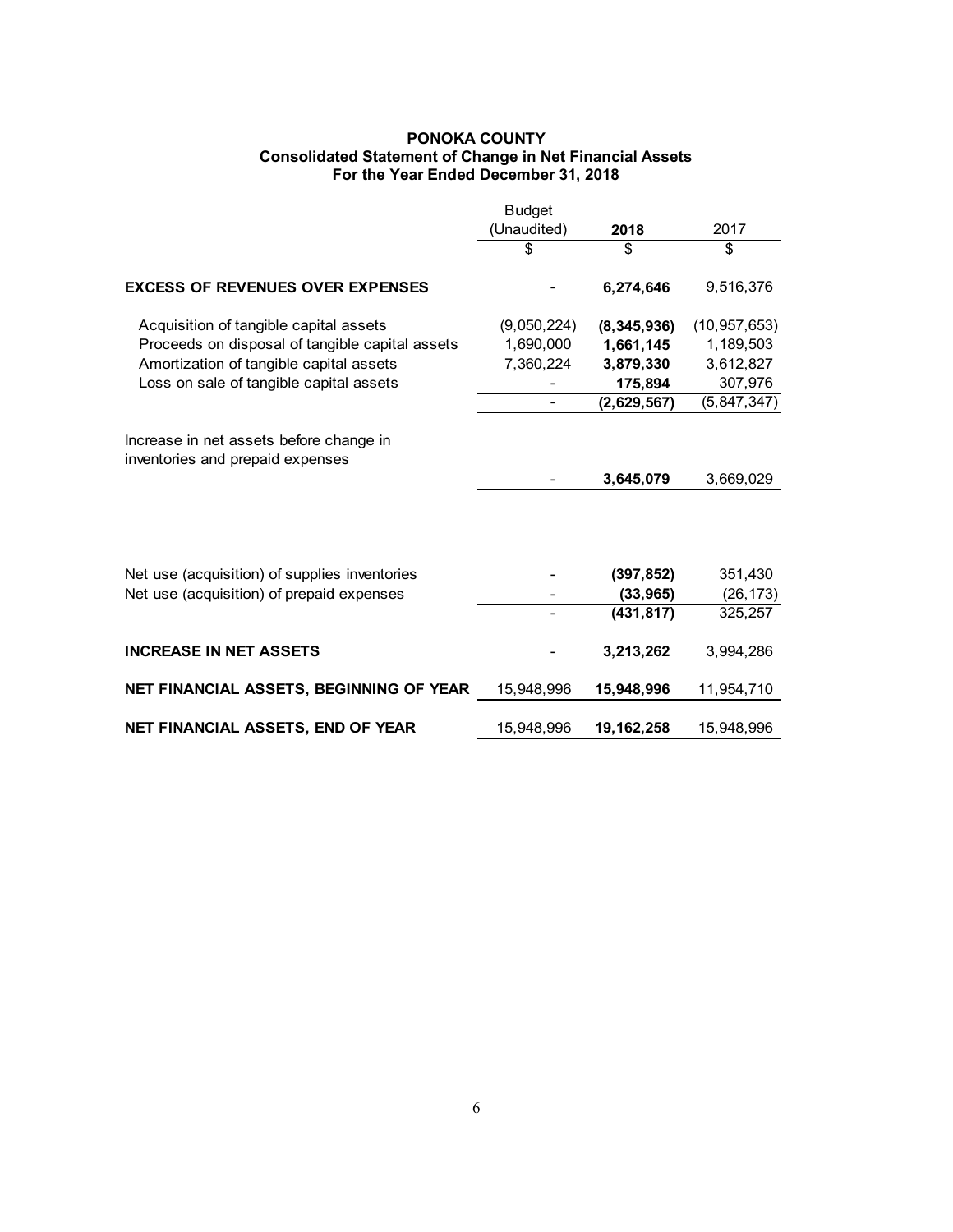# PONOKA COUNTY
## Consolidated Statement of Change in Net Financial Assets
### For the Year Ended December 31, 2018

| | Budget (Unaudited) | 2018 | 2017 |
|---|---|---|---|
| | $ | $ | $ |
| **EXCESS OF REVENUES OVER EXPENSES** | - | **6,274,646** | 9,516,376 |
| Acquisition of tangible capital assets | (9,050,224) | **(8,345,936)** | (10,957,653) |
| Proceeds on disposal of tangible capital assets | 1,690,000 | **1,661,145** | 1,189,503 |
| Amortization of tangible capital assets | 7,360,224 | **3,879,330** | 3,612,827 |
| Loss on sale of tangible capital assets | - | **175,894** | 307,976 |
| | - | **(2,629,567)** | (5,847,347) |
| Increase in net assets before change in inventories and prepaid expenses | - | **3,645,079** | 3,669,029 |
| Net use (acquisition) of supplies inventories | - | **(397,852)** | 351,430 |
| Net use (acquisition) of prepaid expenses | - | **(33,965)** | (26,173) |
| | - | **(431,817)** | 325,257 |
| **INCREASE IN NET ASSETS** | - | **3,213,262** | 3,994,286 |
| **NET FINANCIAL ASSETS, BEGINNING OF YEAR** | 15,948,996 | **15,948,996** | 11,954,710 |
| **NET FINANCIAL ASSETS, END OF YEAR** | 15,948,996 | **19,162,258** | 15,948,996 |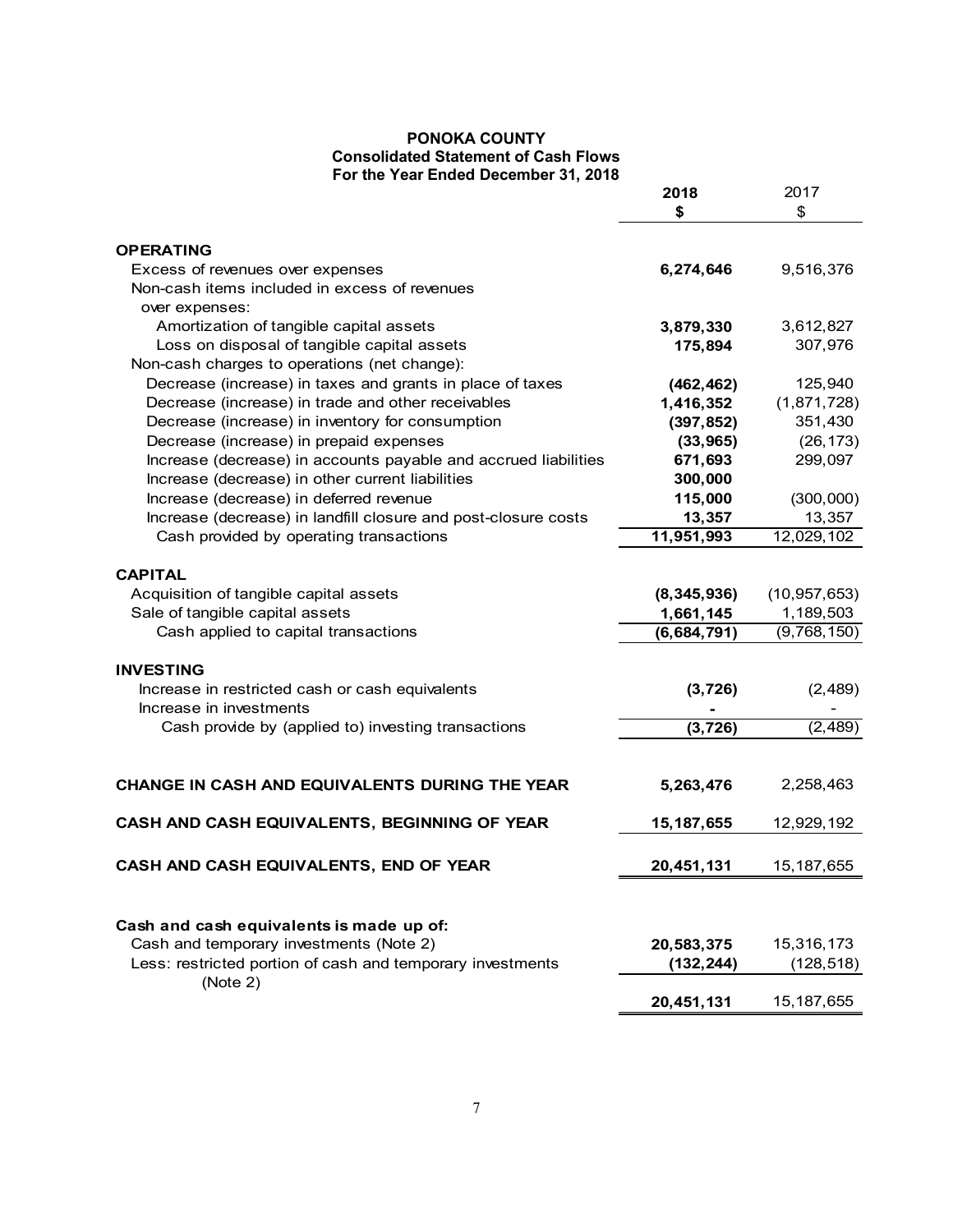**PONOKA COUNTY**
**Consolidated Statement of Cash Flows**
**For the Year Ended December 31, 2018**

| | 2018<br>$ | 2017<br>$ |
|---|---|---|
| **OPERATING** | | |
| Excess of revenues over expenses | **6,274,646** | 9,516,376 |
| Non-cash items included in excess of revenues over expenses: | | |
| Amortization of tangible capital assets | **3,879,330** | 3,612,827 |
| Loss on disposal of tangible capital assets | **175,894** | 307,976 |
| Non-cash charges to operations (net change): | | |
| Decrease (increase) in taxes and grants in place of taxes | **(462,462)** | 125,940 |
| Decrease (increase) in trade and other receivables | **1,416,352** | (1,871,728) |
| Decrease (increase) in inventory for consumption | **(397,852)** | 351,430 |
| Decrease (increase) in prepaid expenses | **(33,965)** | (26,173) |
| Increase (decrease) in accounts payable and accrued liabilities | **671,693** | 299,097 |
| Increase (decrease) in other current liabilities | **300,000** | |
| Increase (decrease) in deferred revenue | **115,000** | (300,000) |
| Increase (decrease) in landfill closure and post-closure costs | **13,357** | 13,357 |
| Cash provided by operating transactions | **11,951,993** | 12,029,102 |
| **CAPITAL** | | |
| Acquisition of tangible capital assets | **(8,345,936)** | (10,957,653) |
| Sale of tangible capital assets | **1,661,145** | 1,189,503 |
| Cash applied to capital transactions | **(6,684,791)** | (9,768,150) |
| **INVESTING** | | |
| Increase in restricted cash or cash equivalents | **(3,726)** | (2,489) |
| Increase in investments | **-** | - |
| Cash provide by (applied to) investing transactions | **(3,726)** | (2,489) |
| **CHANGE IN CASH AND EQUIVALENTS DURING THE YEAR** | **5,263,476** | 2,258,463 |
| **CASH AND CASH EQUIVALENTS, BEGINNING OF YEAR** | **15,187,655** | 12,929,192 |
| **CASH AND CASH EQUIVALENTS, END OF YEAR** | **20,451,131** | 15,187,655 |
| **Cash and cash equivalents is made up of:** | | |
| Cash and temporary investments (Note 2) | **20,583,375** | 15,316,173 |
| Less: restricted portion of cash and temporary investments (Note 2) | **(132,244)** | (128,518) |
| | **20,451,131** | 15,187,655 |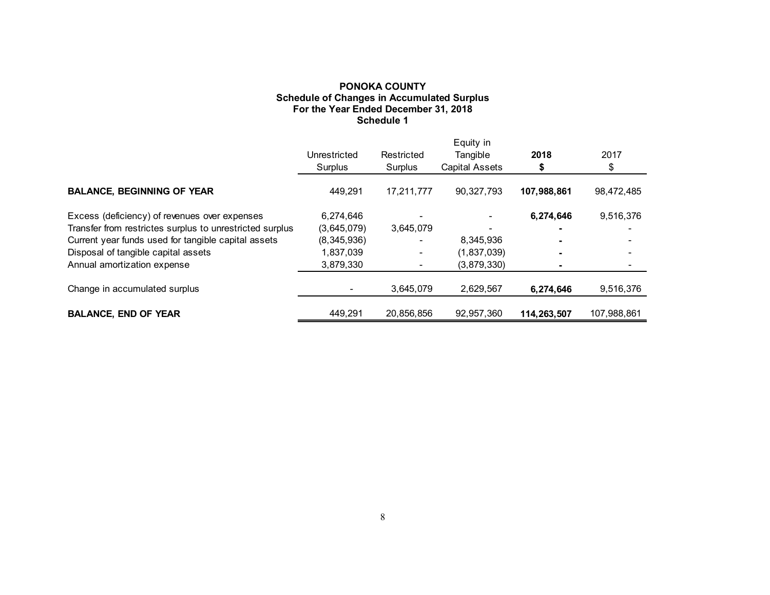# PONOKA COUNTY
## Schedule of Changes in Accumulated Surplus
## For the Year Ended December 31, 2018
## Schedule 1

| | Unrestricted Surplus | Restricted Surplus | Equity in Tangible Capital Assets | **2018 $** | 2017 $ |
|---|---|---|---|---|---|
| **BALANCE, BEGINNING OF YEAR** | 449,291 | 17,211,777 | 90,327,793 | **107,988,861** | 98,472,485 |
| Excess (deficiency) of revenues over expenses | 6,274,646 | - | - | **6,274,646** | 9,516,376 |
| Transfer from restrictes surplus to unrestricted surplus | (3,645,079) | 3,645,079 | - | **-** | - |
| Current year funds used for tangible capital assets | (8,345,936) | - | 8,345,936 | **-** | - |
| Disposal of tangible capital assets | 1,837,039 | - | (1,837,039) | **-** | - |
| Annual amortization expense | 3,879,330 | - | (3,879,330) | **-** | - |
| Change in accumulated surplus | - | 3,645,079 | 2,629,567 | **6,274,646** | 9,516,376 |
| **BALANCE, END OF YEAR** | 449,291 | 20,856,856 | 92,957,360 | **114,263,507** | 107,988,861 |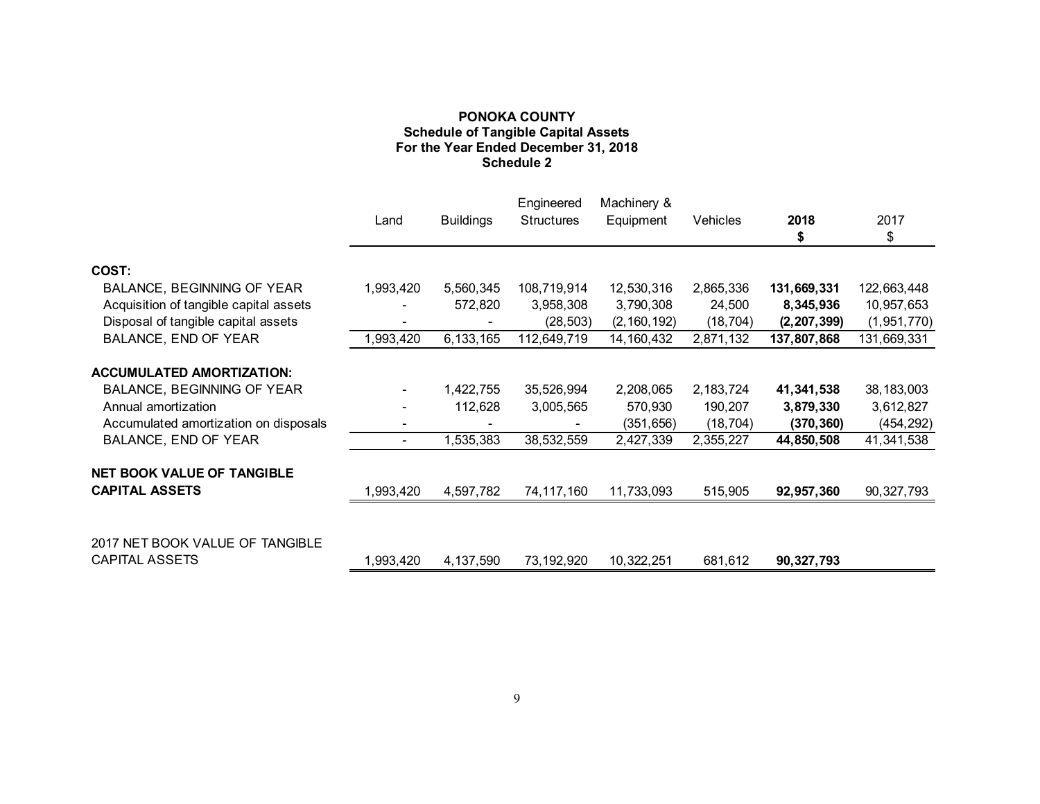**PONOKA COUNTY**
**Schedule of Tangible Capital Assets**
**For the Year Ended December 31, 2018**
**Schedule 2**

| | Land | Buildings | Engineered Structures | Machinery & Equipment | Vehicles | **2018 $** | 2017 $ |
|---|---|---|---|---|---|---|---|
| **COST:** | | | | | | | |
| BALANCE, BEGINNING OF YEAR | 1,993,420 | 5,560,345 | 108,719,914 | 12,530,316 | 2,865,336 | **131,669,331** | 122,663,448 |
| Acquisition of tangible capital assets | - | 572,820 | 3,958,308 | 3,790,308 | 24,500 | **8,345,936** | 10,957,653 |
| Disposal of tangible capital assets | - | - | (28,503) | (2,160,192) | (18,704) | **(2,207,399)** | (1,951,770) |
| BALANCE, END OF YEAR | 1,993,420 | 6,133,165 | 112,649,719 | 14,160,432 | 2,871,132 | **137,807,868** | 131,669,331 |
| **ACCUMULATED AMORTIZATION:** | | | | | | | |
| BALANCE, BEGINNING OF YEAR | - | 1,422,755 | 35,526,994 | 2,208,065 | 2,183,724 | **41,341,538** | 38,183,003 |
| Annual amortization | - | 112,628 | 3,005,565 | 570,930 | 190,207 | **3,879,330** | 3,612,827 |
| Accumulated amortization on disposals | - | - | - | (351,656) | (18,704) | **(370,360)** | (454,292) |
| BALANCE, END OF YEAR | - | 1,535,383 | 38,532,559 | 2,427,339 | 2,355,227 | **44,850,508** | 41,341,538 |
| **NET BOOK VALUE OF TANGIBLE CAPITAL ASSETS** | 1,993,420 | 4,597,782 | 74,117,160 | 11,733,093 | 515,905 | **92,957,360** | 90,327,793 |
| 2017 NET BOOK VALUE OF TANGIBLE CAPITAL ASSETS | 1,993,420 | 4,137,590 | 73,192,920 | 10,322,251 | 681,612 | **90,327,793** | |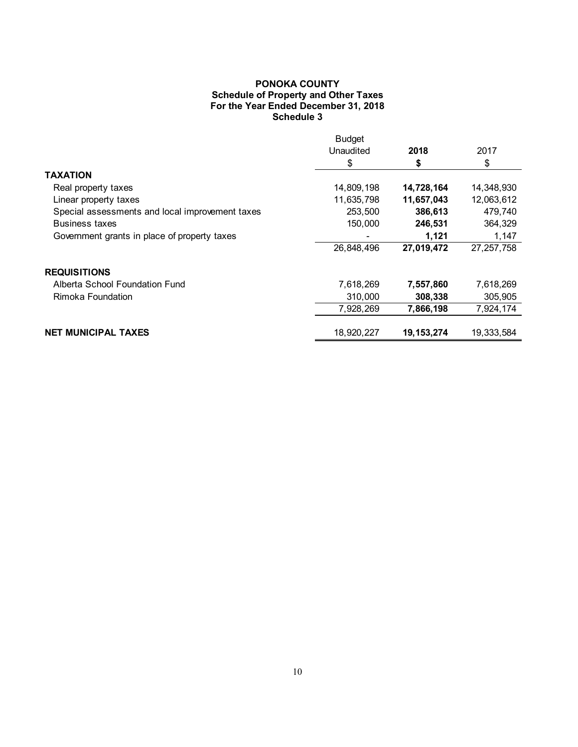# PONOKA COUNTY
## Schedule of Property and Other Taxes
## For the Year Ended December 31, 2018
## Schedule 3

| | Budget Unaudited $ | **2018 $** | 2017 $ |
|---|---|---|---|
| **TAXATION** | | | |
| Real property taxes | 14,809,198 | **14,728,164** | 14,348,930 |
| Linear property taxes | 11,635,798 | **11,657,043** | 12,063,612 |
| Special assessments and local improvement taxes | 253,500 | **386,613** | 479,740 |
| Business taxes | 150,000 | **246,531** | 364,329 |
| Government grants in place of property taxes | - | **1,121** | 1,147 |
| | 26,848,496 | **27,019,472** | 27,257,758 |
| **REQUISITIONS** | | | |
| Alberta School Foundation Fund | 7,618,269 | **7,557,860** | 7,618,269 |
| Rimoka Foundation | 310,000 | **308,338** | 305,905 |
| | 7,928,269 | **7,866,198** | 7,924,174 |
| **NET MUNICIPAL TAXES** | 18,920,227 | **19,153,274** | 19,333,584 |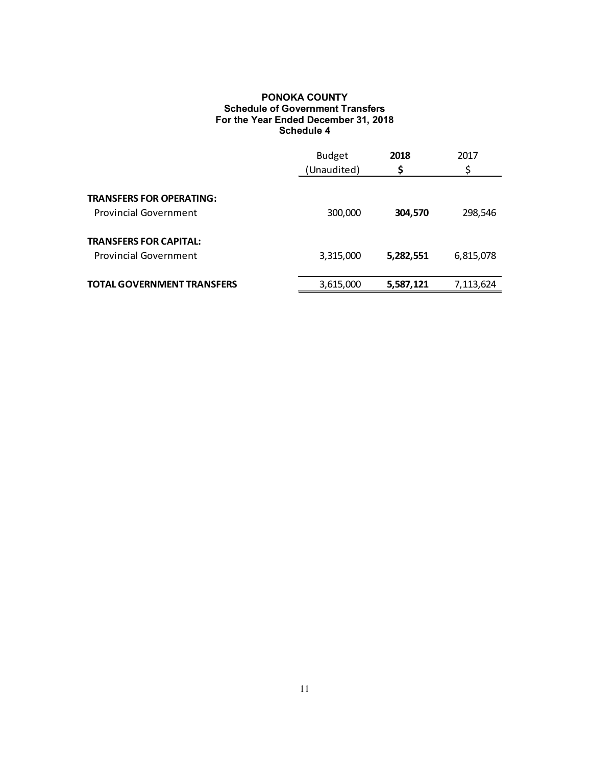# PONOKA COUNTY
## Schedule of Government Transfers
## For the Year Ended December 31, 2018
## Schedule 4

| | Budget (Unaudited) | **2018 $** | 2017 $ |
|---|---|---|---|
| **TRANSFERS FOR OPERATING:** | | | |
| Provincial Government | 300,000 | **304,570** | 298,546 |
| **TRANSFERS FOR CAPITAL:** | | | |
| Provincial Government | 3,315,000 | **5,282,551** | 6,815,078 |
| **TOTAL GOVERNMENT TRANSFERS** | 3,615,000 | **5,587,121** | 7,113,624 |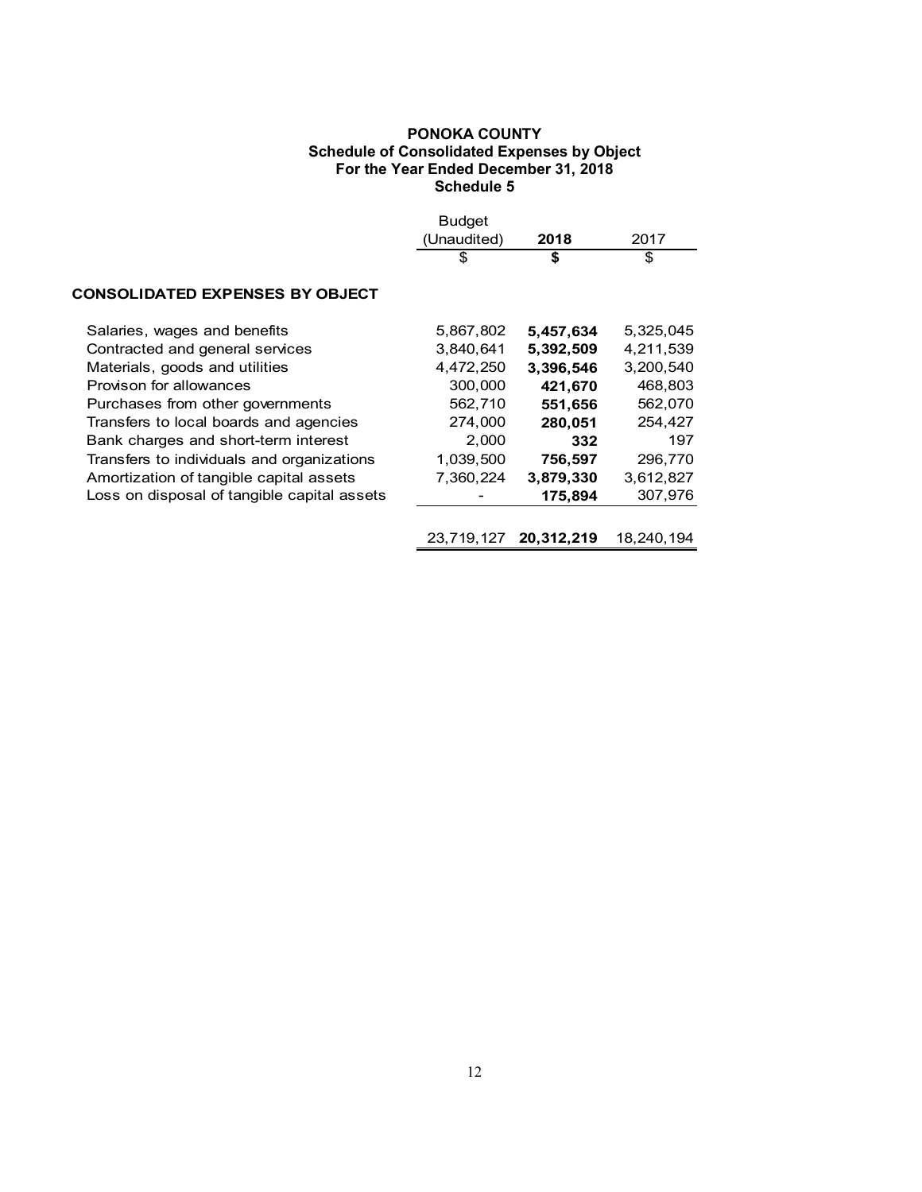# PONOKA COUNTY
## Schedule of Consolidated Expenses by Object
## For the Year Ended December 31, 2018
## Schedule 5

| | Budget (Unaudited) | **2018** | 2017 |
|---|---|---|---|
| | $ | **$** | $ |
| **CONSOLIDATED EXPENSES BY OBJECT** | | | |
| Salaries, wages and benefits | 5,867,802 | **5,457,634** | 5,325,045 |
| Contracted and general services | 3,840,641 | **5,392,509** | 4,211,539 |
| Materials, goods and utilities | 4,472,250 | **3,396,546** | 3,200,540 |
| Provison for allowances | 300,000 | **421,670** | 468,803 |
| Purchases from other governments | 562,710 | **551,656** | 562,070 |
| Transfers to local boards and agencies | 274,000 | **280,051** | 254,427 |
| Bank charges and short-term interest | 2,000 | **332** | 197 |
| Transfers to individuals and organizations | 1,039,500 | **756,597** | 296,770 |
| Amortization of tangible capital assets | 7,360,224 | **3,879,330** | 3,612,827 |
| Loss on disposal of tangible capital assets | - | **175,894** | 307,976 |
| | 23,719,127 | **20,312,219** | 18,240,194 |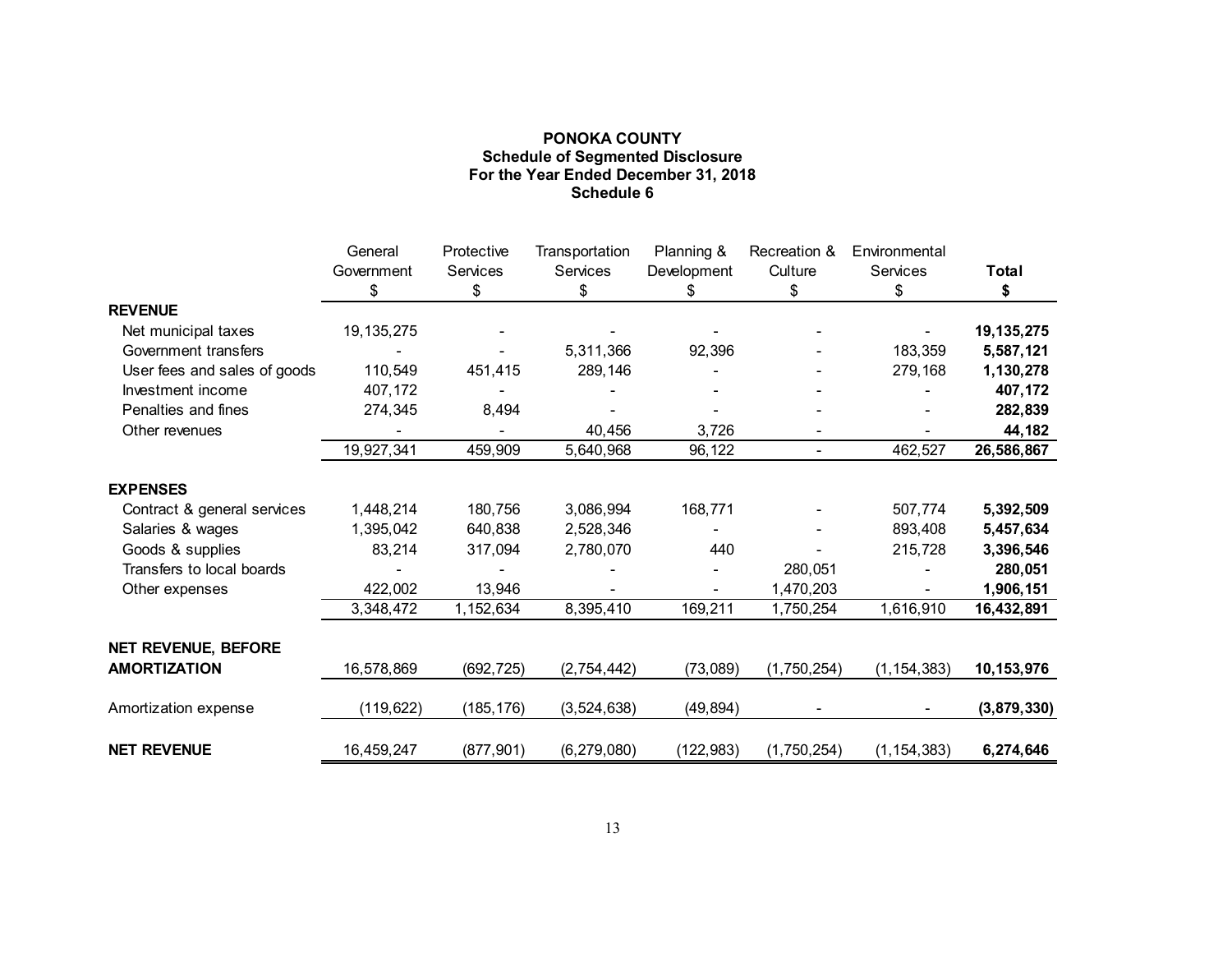**PONOKA COUNTY**
**Schedule of Segmented Disclosure**
**For the Year Ended December 31, 2018**
**Schedule 6**

| | General Government $ | Protective Services $ | Transportation Services $ | Planning & Development $ | Recreation & Culture $ | Environmental Services $ | **Total $** |
|---|---|---|---|---|---|---|---|
| **REVENUE** | | | | | | | |
| Net municipal taxes | 19,135,275 | - | - | - | - | - | **19,135,275** |
| Government transfers | - | - | 5,311,366 | 92,396 | - | 183,359 | **5,587,121** |
| User fees and sales of goods | 110,549 | 451,415 | 289,146 | - | - | 279,168 | **1,130,278** |
| Investment income | 407,172 | - | - | - | - | - | **407,172** |
| Penalties and fines | 274,345 | 8,494 | - | - | - | - | **282,839** |
| Other revenues | - | - | 40,456 | 3,726 | - | - | **44,182** |
| | 19,927,341 | 459,909 | 5,640,968 | 96,122 | - | 462,527 | **26,586,867** |
| **EXPENSES** | | | | | | | |
| Contract & general services | 1,448,214 | 180,756 | 3,086,994 | 168,771 | - | 507,774 | **5,392,509** |
| Salaries & wages | 1,395,042 | 640,838 | 2,528,346 | - | - | 893,408 | **5,457,634** |
| Goods & supplies | 83,214 | 317,094 | 2,780,070 | 440 | - | 215,728 | **3,396,546** |
| Transfers to local boards | - | - | - | - | 280,051 | - | **280,051** |
| Other expenses | 422,002 | 13,946 | - | - | 1,470,203 | - | **1,906,151** |
| | 3,348,472 | 1,152,634 | 8,395,410 | 169,211 | 1,750,254 | 1,616,910 | **16,432,891** |
| **NET REVENUE, BEFORE AMORTIZATION** | 16,578,869 | (692,725) | (2,754,442) | (73,089) | (1,750,254) | (1,154,383) | **10,153,976** |
| Amortization expense | (119,622) | (185,176) | (3,524,638) | (49,894) | - | - | **(3,879,330)** |
| **NET REVENUE** | 16,459,247 | (877,901) | (6,279,080) | (122,983) | (1,750,254) | (1,154,383) | **6,274,646** |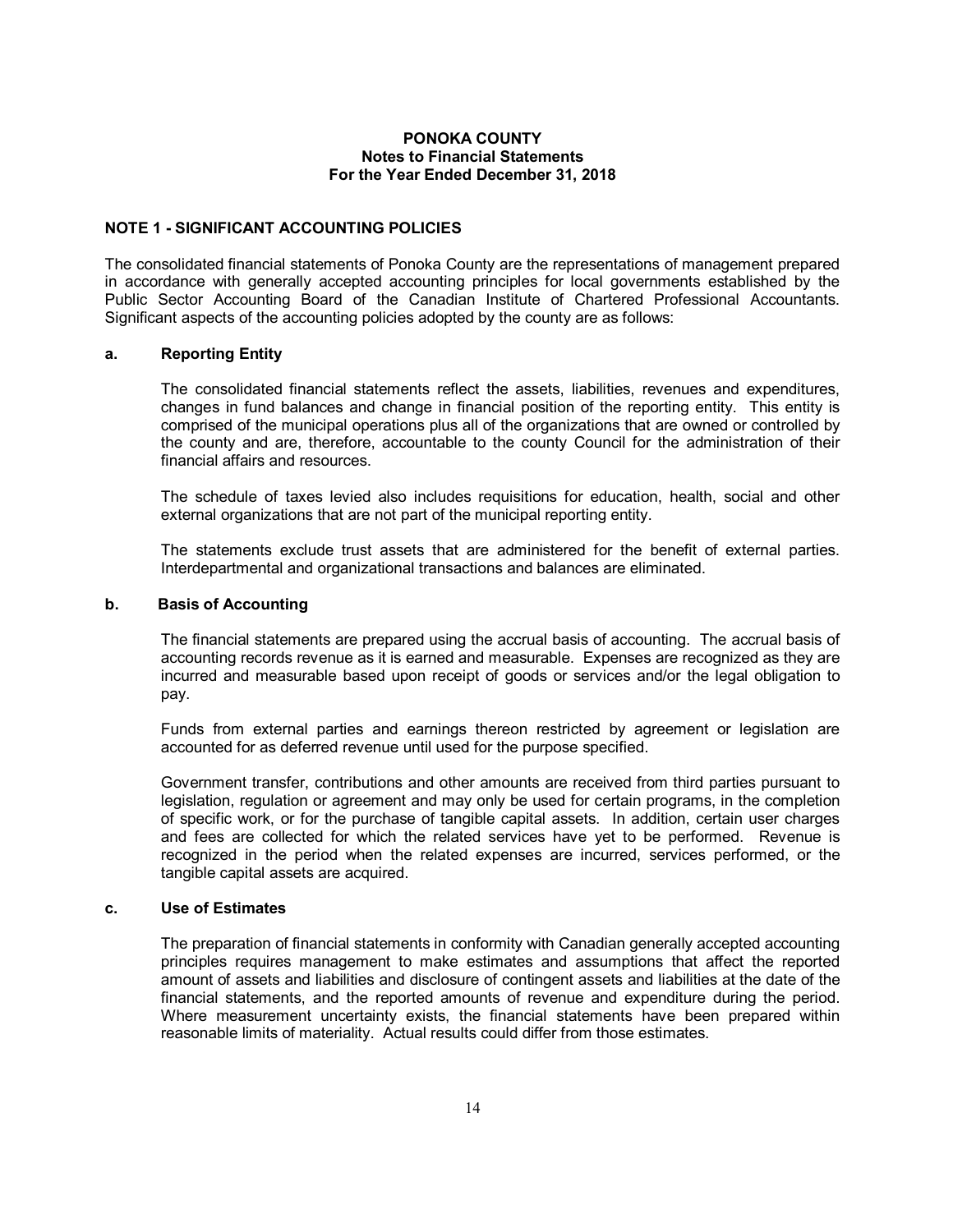**PONOKA COUNTY**
**Notes to Financial Statements**
**For the Year Ended December 31, 2018**

## NOTE 1 - SIGNIFICANT ACCOUNTING POLICIES

The consolidated financial statements of Ponoka County are the representations of management prepared in accordance with generally accepted accounting principles for local governments established by the Public Sector Accounting Board of the Canadian Institute of Chartered Professional Accountants. Significant aspects of the accounting policies adopted by the county are as follows:

### a. Reporting Entity

The consolidated financial statements reflect the assets, liabilities, revenues and expenditures, changes in fund balances and change in financial position of the reporting entity. This entity is comprised of the municipal operations plus all of the organizations that are owned or controlled by the county and are, therefore, accountable to the county Council for the administration of their financial affairs and resources.

The schedule of taxes levied also includes requisitions for education, health, social and other external organizations that are not part of the municipal reporting entity.

The statements exclude trust assets that are administered for the benefit of external parties. Interdepartmental and organizational transactions and balances are eliminated.

### b. Basis of Accounting

The financial statements are prepared using the accrual basis of accounting. The accrual basis of accounting records revenue as it is earned and measurable. Expenses are recognized as they are incurred and measurable based upon receipt of goods or services and/or the legal obligation to pay.

Funds from external parties and earnings thereon restricted by agreement or legislation are accounted for as deferred revenue until used for the purpose specified.

Government transfer, contributions and other amounts are received from third parties pursuant to legislation, regulation or agreement and may only be used for certain programs, in the completion of specific work, or for the purchase of tangible capital assets. In addition, certain user charges and fees are collected for which the related services have yet to be performed. Revenue is recognized in the period when the related expenses are incurred, services performed, or the tangible capital assets are acquired.

### c. Use of Estimates

The preparation of financial statements in conformity with Canadian generally accepted accounting principles requires management to make estimates and assumptions that affect the reported amount of assets and liabilities and disclosure of contingent assets and liabilities at the date of the financial statements, and the reported amounts of revenue and expenditure during the period. Where measurement uncertainty exists, the financial statements have been prepared within reasonable limits of materiality. Actual results could differ from those estimates.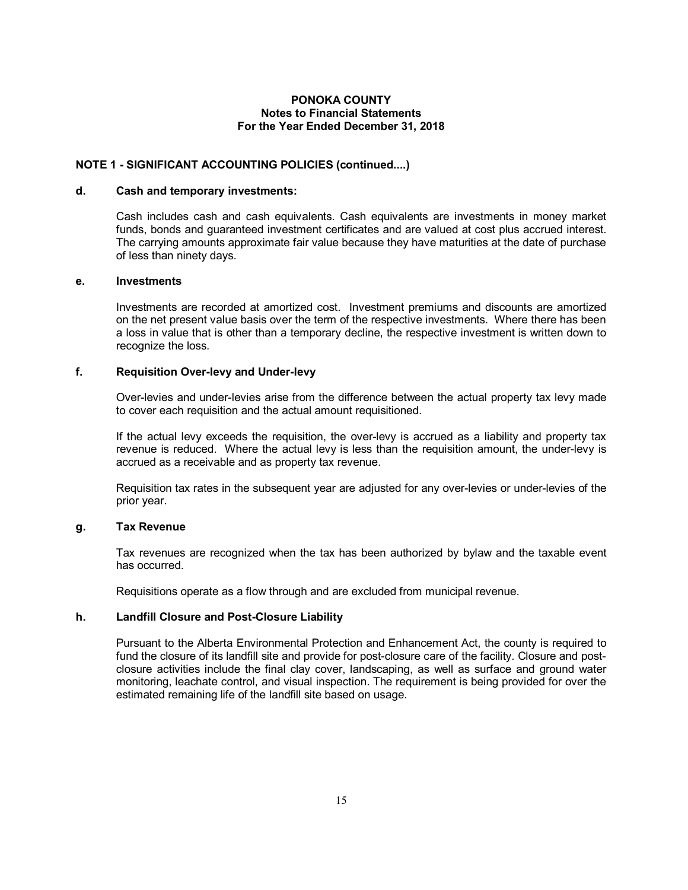# PONOKA COUNTY
## Notes to Financial Statements
## For the Year Ended December 31, 2018

### NOTE 1 - SIGNIFICANT ACCOUNTING POLICIES (continued....)

**d. Cash and temporary investments:**

Cash includes cash and cash equivalents. Cash equivalents are investments in money market funds, bonds and guaranteed investment certificates and are valued at cost plus accrued interest. The carrying amounts approximate fair value because they have maturities at the date of purchase of less than ninety days.

**e. Investments**

Investments are recorded at amortized cost. Investment premiums and discounts are amortized on the net present value basis over the term of the respective investments. Where there has been a loss in value that is other than a temporary decline, the respective investment is written down to recognize the loss.

**f. Requisition Over-levy and Under-levy**

Over-levies and under-levies arise from the difference between the actual property tax levy made to cover each requisition and the actual amount requisitioned.

If the actual levy exceeds the requisition, the over-levy is accrued as a liability and property tax revenue is reduced. Where the actual levy is less than the requisition amount, the under-levy is accrued as a receivable and as property tax revenue.

Requisition tax rates in the subsequent year are adjusted for any over-levies or under-levies of the prior year.

**g. Tax Revenue**

Tax revenues are recognized when the tax has been authorized by bylaw and the taxable event has occurred.

Requisitions operate as a flow through and are excluded from municipal revenue.

**h. Landfill Closure and Post-Closure Liability**

Pursuant to the Alberta Environmental Protection and Enhancement Act, the county is required to fund the closure of its landfill site and provide for post-closure care of the facility. Closure and post-closure activities include the final clay cover, landscaping, as well as surface and ground water monitoring, leachate control, and visual inspection. The requirement is being provided for over the estimated remaining life of the landfill site based on usage.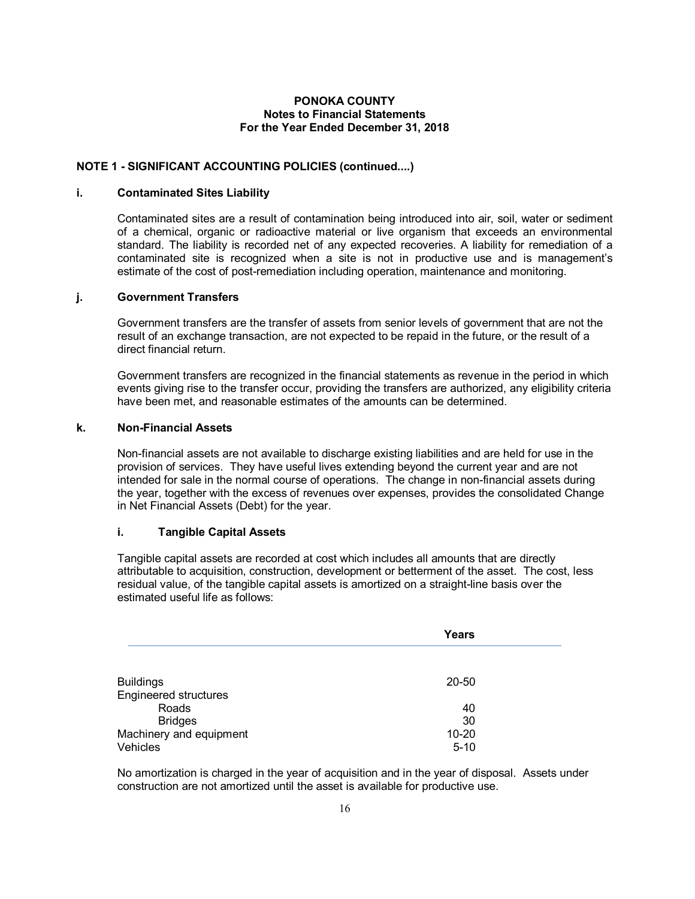**PONOKA COUNTY**
**Notes to Financial Statements**
**For the Year Ended December 31, 2018**

## NOTE 1 - SIGNIFICANT ACCOUNTING POLICIES (continued....)

### i. Contaminated Sites Liability

Contaminated sites are a result of contamination being introduced into air, soil, water or sediment of a chemical, organic or radioactive material or live organism that exceeds an environmental standard. The liability is recorded net of any expected recoveries. A liability for remediation of a contaminated site is recognized when a site is not in productive use and is management's estimate of the cost of post-remediation including operation, maintenance and monitoring.

### j. Government Transfers

Government transfers are the transfer of assets from senior levels of government that are not the result of an exchange transaction, are not expected to be repaid in the future, or the result of a direct financial return.

Government transfers are recognized in the financial statements as revenue in the period in which events giving rise to the transfer occur, providing the transfers are authorized, any eligibility criteria have been met, and reasonable estimates of the amounts can be determined.

### k. Non-Financial Assets

Non-financial assets are not available to discharge existing liabilities and are held for use in the provision of services. They have useful lives extending beyond the current year and are not intended for sale in the normal course of operations. The change in non-financial assets during the year, together with the excess of revenues over expenses, provides the consolidated Change in Net Financial Assets (Debt) for the year.

#### i. Tangible Capital Assets

Tangible capital assets are recorded at cost which includes all amounts that are directly attributable to acquisition, construction, development or betterment of the asset. The cost, less residual value, of the tangible capital assets is amortized on a straight-line basis over the estimated useful life as follows:

| | Years |
|---|---|
| Buildings | 20-50 |
| Engineered structures | |
| Roads | 40 |
| Bridges | 30 |
| Machinery and equipment | 10-20 |
| Vehicles | 5-10 |

No amortization is charged in the year of acquisition and in the year of disposal. Assets under construction are not amortized until the asset is available for productive use.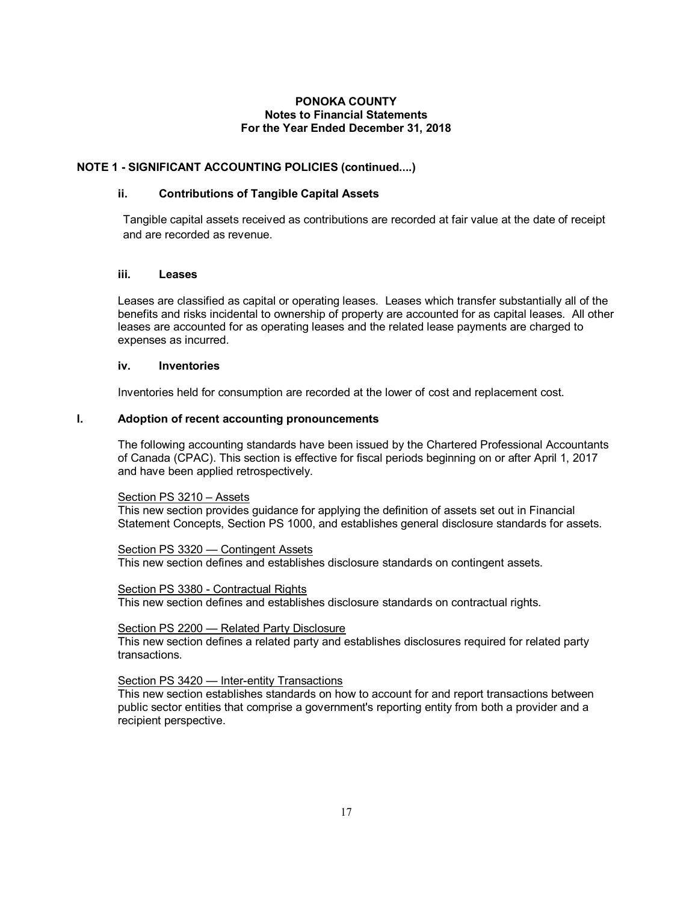**PONOKA COUNTY**
**Notes to Financial Statements**
**For the Year Ended December 31, 2018**

## NOTE 1 - SIGNIFICANT ACCOUNTING POLICIES (continued....)

### ii. Contributions of Tangible Capital Assets

Tangible capital assets received as contributions are recorded at fair value at the date of receipt and are recorded as revenue.

### iii. Leases

Leases are classified as capital or operating leases. Leases which transfer substantially all of the benefits and risks incidental to ownership of property are accounted for as capital leases. All other leases are accounted for as operating leases and the related lease payments are charged to expenses as incurred.

### iv. Inventories

Inventories held for consumption are recorded at the lower of cost and replacement cost.

### l. Adoption of recent accounting pronouncements

The following accounting standards have been issued by the Chartered Professional Accountants of Canada (CPAC). This section is effective for fiscal periods beginning on or after April 1, 2017 and have been applied retrospectively.

Section PS 3210 – Assets
This new section provides guidance for applying the definition of assets set out in Financial Statement Concepts, Section PS 1000, and establishes general disclosure standards for assets.

Section PS 3320 — Contingent Assets
This new section defines and establishes disclosure standards on contingent assets.

Section PS 3380 - Contractual Rights
This new section defines and establishes disclosure standards on contractual rights.

Section PS 2200 — Related Party Disclosure
This new section defines a related party and establishes disclosures required for related party transactions.

Section PS 3420 — Inter-entity Transactions
This new section establishes standards on how to account for and report transactions between public sector entities that comprise a government's reporting entity from both a provider and a recipient perspective.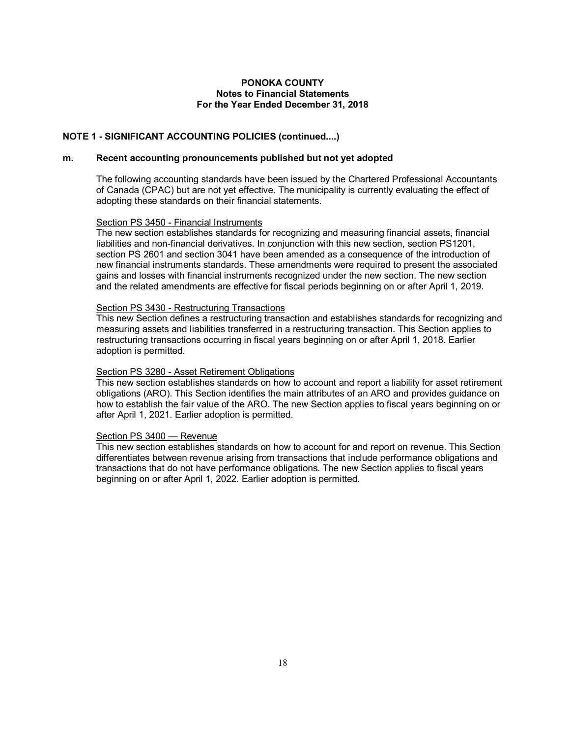# PONOKA COUNTY
## Notes to Financial Statements
## For the Year Ended December 31, 2018

### NOTE 1 - SIGNIFICANT ACCOUNTING POLICIES (continued....)

#### m. Recent accounting pronouncements published but not yet adopted

The following accounting standards have been issued by the Chartered Professional Accountants of Canada (CPAC) but are not yet effective. The municipality is currently evaluating the effect of adopting these standards on their financial statements.

Section PS 3450 - Financial Instruments
The new section establishes standards for recognizing and measuring financial assets, financial liabilities and non-financial derivatives. In conjunction with this new section, section PS1201, section PS 2601 and section 3041 have been amended as a consequence of the introduction of new financial instruments standards. These amendments were required to present the associated gains and losses with financial instruments recognized under the new section. The new section and the related amendments are effective for fiscal periods beginning on or after April 1, 2019.

Section PS 3430 - Restructuring Transactions
This new Section defines a restructuring transaction and establishes standards for recognizing and measuring assets and liabilities transferred in a restructuring transaction. This Section applies to restructuring transactions occurring in fiscal years beginning on or after April 1, 2018. Earlier adoption is permitted.

Section PS 3280 - Asset Retirement Obligations
This new section establishes standards on how to account and report a liability for asset retirement obligations (ARO). This Section identifies the main attributes of an ARO and provides guidance on how to establish the fair value of the ARO. The new Section applies to fiscal years beginning on or after April 1, 2021. Earlier adoption is permitted.

Section PS 3400 — Revenue
This new section establishes standards on how to account for and report on revenue. This Section differentiates between revenue arising from transactions that include performance obligations and transactions that do not have performance obligations. The new Section applies to fiscal years beginning on or after April 1, 2022. Earlier adoption is permitted.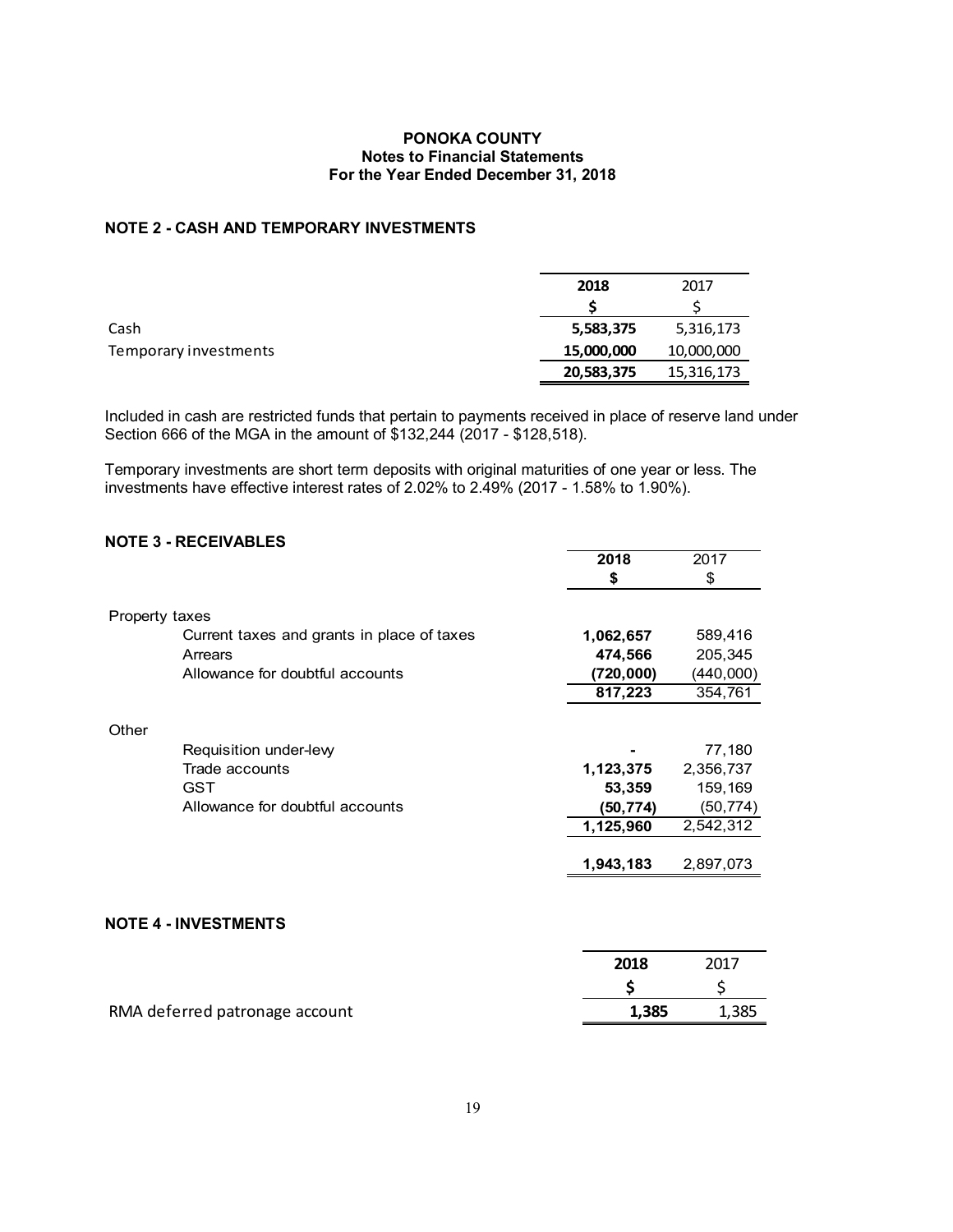# PONOKA COUNTY
## Notes to Financial Statements
## For the Year Ended December 31, 2018

### NOTE 2 - CASH AND TEMPORARY INVESTMENTS

| | 2018 | 2017 |
|---|---|---|
| | $ | $ |
| Cash | 5,583,375 | 5,316,173 |
| Temporary investments | 15,000,000 | 10,000,000 |
| | 20,583,375 | 15,316,173 |

Included in cash are restricted funds that pertain to payments received in place of reserve land under Section 666 of the MGA in the amount of $132,244 (2017 - $128,518).

Temporary investments are short term deposits with original maturities of one year or less. The investments have effective interest rates of 2.02% to 2.49% (2017 - 1.58% to 1.90%).

### NOTE 3 - RECEIVABLES

| | 2018 | 2017 |
|---|---|---|
| | $ | $ |
| Property taxes | | |
| Current taxes and grants in place of taxes | 1,062,657 | 589,416 |
| Arrears | 474,566 | 205,345 |
| Allowance for doubtful accounts | (720,000) | (440,000) |
| | 817,223 | 354,761 |
| Other | | |
| Requisition under-levy | - | 77,180 |
| Trade accounts | 1,123,375 | 2,356,737 |
| GST | 53,359 | 159,169 |
| Allowance for doubtful accounts | (50,774) | (50,774) |
| | 1,125,960 | 2,542,312 |
| | 1,943,183 | 2,897,073 |

### NOTE 4 - INVESTMENTS

| | 2018 | 2017 |
|---|---|---|
| | $ | $ |
| RMA deferred patronage account | 1,385 | 1,385 |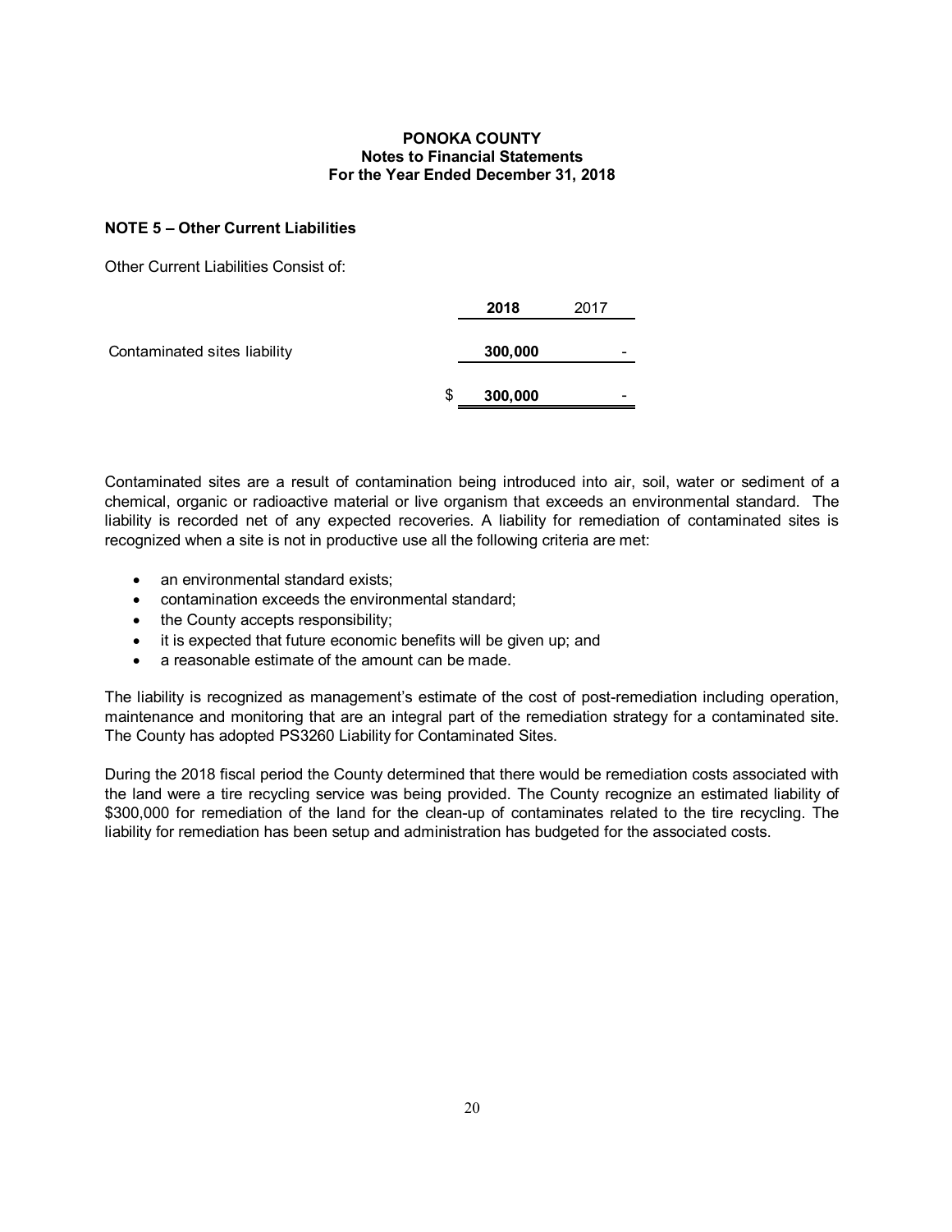**PONOKA COUNTY**
**Notes to Financial Statements**
**For the Year Ended December 31, 2018**

## NOTE 5 – Other Current Liabilities

Other Current Liabilities Consist of:

| | **2018** | 2017 |
|---|---|---|
| Contaminated sites liability | **300,000** | - |
| | $ **300,000** | - |

Contaminated sites are a result of contamination being introduced into air, soil, water or sediment of a chemical, organic or radioactive material or live organism that exceeds an environmental standard. The liability is recorded net of any expected recoveries. A liability for remediation of contaminated sites is recognized when a site is not in productive use all the following criteria are met:

- an environmental standard exists;
- contamination exceeds the environmental standard;
- the County accepts responsibility;
- it is expected that future economic benefits will be given up; and
- a reasonable estimate of the amount can be made.

The liability is recognized as management's estimate of the cost of post-remediation including operation, maintenance and monitoring that are an integral part of the remediation strategy for a contaminated site. The County has adopted PS3260 Liability for Contaminated Sites.

During the 2018 fiscal period the County determined that there would be remediation costs associated with the land were a tire recycling service was being provided. The County recognize an estimated liability of $300,000 for remediation of the land for the clean-up of contaminates related to the tire recycling. The liability for remediation has been setup and administration has budgeted for the associated costs.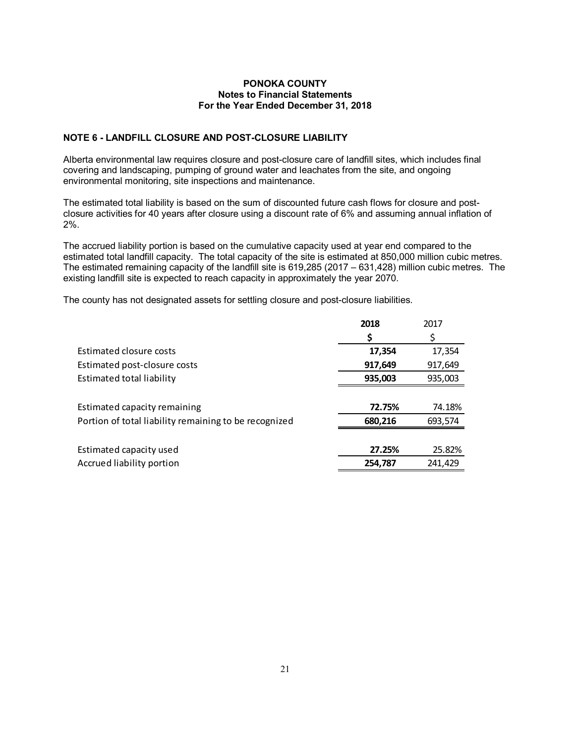**PONOKA COUNTY**
**Notes to Financial Statements**
**For the Year Ended December 31, 2018**

## NOTE 6 - LANDFILL CLOSURE AND POST-CLOSURE LIABILITY

Alberta environmental law requires closure and post-closure care of landfill sites, which includes final covering and landscaping, pumping of ground water and leachates from the site, and ongoing environmental monitoring, site inspections and maintenance.

The estimated total liability is based on the sum of discounted future cash flows for closure and post-closure activities for 40 years after closure using a discount rate of 6% and assuming annual inflation of 2%.

The accrued liability portion is based on the cumulative capacity used at year end compared to the estimated total landfill capacity. The total capacity of the site is estimated at 850,000 million cubic metres. The estimated remaining capacity of the landfill site is 619,285 (2017 – 631,428) million cubic metres. The existing landfill site is expected to reach capacity in approximately the year 2070.

The county has not designated assets for settling closure and post-closure liabilities.

| | **2018** | 2017 |
|---|---|---|
| | **$** | $ |
| Estimated closure costs | **17,354** | 17,354 |
| Estimated post-closure costs | **917,649** | 917,649 |
| Estimated total liability | **935,003** | 935,003 |
| | | |
| Estimated capacity remaining | **72.75%** | 74.18% |
| Portion of total liability remaining to be recognized | **680,216** | 693,574 |
| | | |
| Estimated capacity used | **27.25%** | 25.82% |
| Accrued liability portion | **254,787** | 241,429 |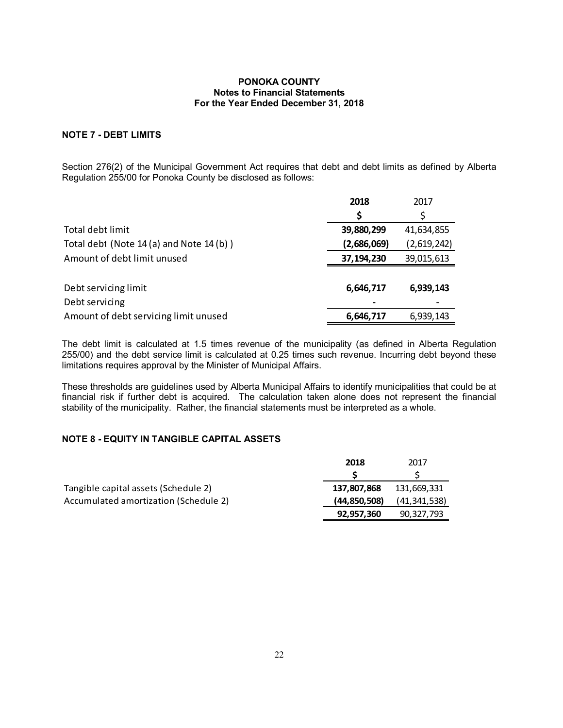**PONOKA COUNTY**
**Notes to Financial Statements**
**For the Year Ended December 31, 2018**

## NOTE 7 - DEBT LIMITS

Section 276(2) of the Municipal Government Act requires that debt and debt limits as defined by Alberta Regulation 255/00 for Ponoka County be disclosed as follows:

| | **2018** | 2017 |
|---|---|---|
| | **$** | $ |
| Total debt limit | **39,880,299** | 41,634,855 |
| Total debt (Note 14 (a) and Note 14 (b) ) | **(2,686,069)** | (2,619,242) |
| Amount of debt limit unused | **37,194,230** | 39,015,613 |
| | | |
| Debt servicing limit | **6,646,717** | **6,939,143** |
| Debt servicing | **-** | - |
| Amount of debt servicing limit unused | **6,646,717** | 6,939,143 |

The debt limit is calculated at 1.5 times revenue of the municipality (as defined in Alberta Regulation 255/00) and the debt service limit is calculated at 0.25 times such revenue. Incurring debt beyond these limitations requires approval by the Minister of Municipal Affairs.

These thresholds are guidelines used by Alberta Municipal Affairs to identify municipalities that could be at financial risk if further debt is acquired. The calculation taken alone does not represent the financial stability of the municipality. Rather, the financial statements must be interpreted as a whole.

## NOTE 8 - EQUITY IN TANGIBLE CAPITAL ASSETS

| | **2018** | 2017 |
|---|---|---|
| | **$** | $ |
| Tangible capital assets (Schedule 2) | **137,807,868** | 131,669,331 |
| Accumulated amortization (Schedule 2) | **(44,850,508)** | (41,341,538) |
| | **92,957,360** | 90,327,793 |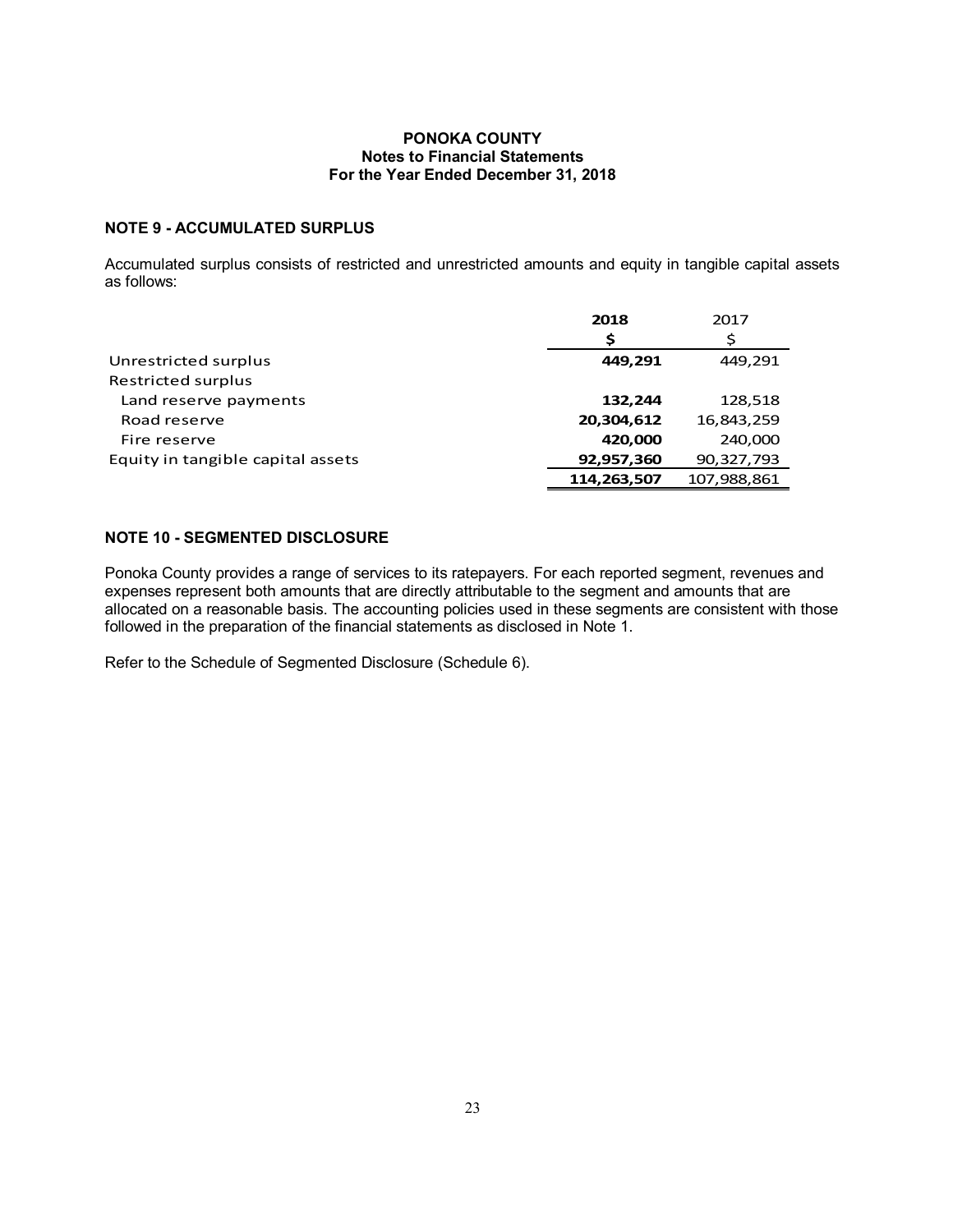**PONOKA COUNTY**
**Notes to Financial Statements**
**For the Year Ended December 31, 2018**

## NOTE 9 - ACCUMULATED SURPLUS

Accumulated surplus consists of restricted and unrestricted amounts and equity in tangible capital assets as follows:

| | 2018 | 2017 |
|---|---|---|
| | $ | $ |
| Unrestricted surplus | **449,291** | 449,291 |
| Restricted surplus | | |
| Land reserve payments | **132,244** | 128,518 |
| Road reserve | **20,304,612** | 16,843,259 |
| Fire reserve | **420,000** | 240,000 |
| Equity in tangible capital assets | **92,957,360** | 90,327,793 |
| | **114,263,507** | 107,988,861 |

## NOTE 10 - SEGMENTED DISCLOSURE

Ponoka County provides a range of services to its ratepayers. For each reported segment, revenues and expenses represent both amounts that are directly attributable to the segment and amounts that are allocated on a reasonable basis. The accounting policies used in these segments are consistent with those followed in the preparation of the financial statements as disclosed in Note 1.

Refer to the Schedule of Segmented Disclosure (Schedule 6).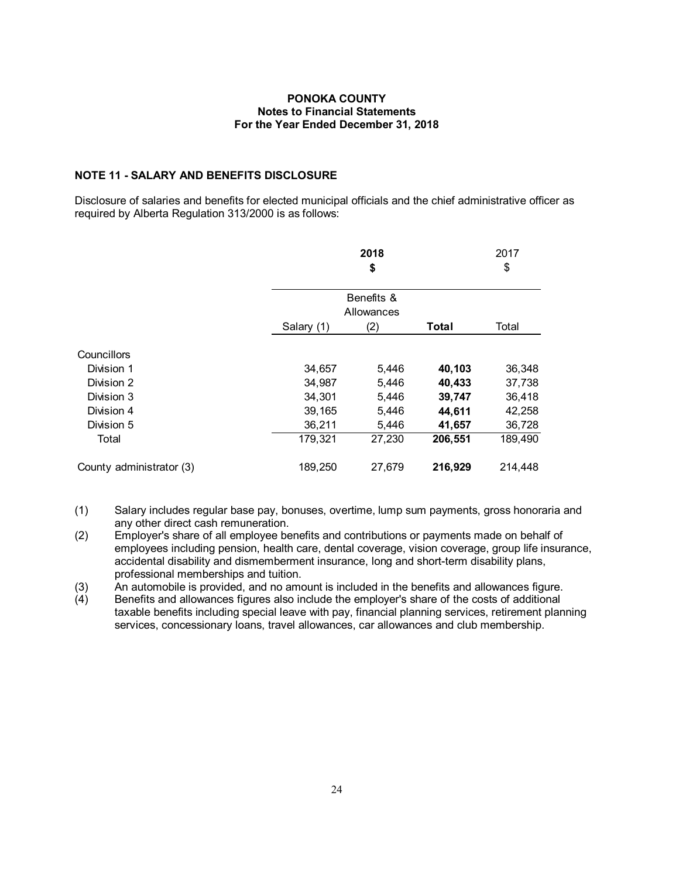**PONOKA COUNTY**
**Notes to Financial Statements**
**For the Year Ended December 31, 2018**

## NOTE 11 - SALARY AND BENEFITS DISCLOSURE

Disclosure of salaries and benefits for elected municipal officials and the chief administrative officer as required by Alberta Regulation 313/2000 is as follows:

| | **2018** | | | 2017 |
|---|---|---|---|---|
| | **$** | | | $ |
| | Salary (1) | Benefits & Allowances (2) | **Total** | Total |
| Councillors | | | | |
| Division 1 | 34,657 | 5,446 | **40,103** | 36,348 |
| Division 2 | 34,987 | 5,446 | **40,433** | 37,738 |
| Division 3 | 34,301 | 5,446 | **39,747** | 36,418 |
| Division 4 | 39,165 | 5,446 | **44,611** | 42,258 |
| Division 5 | 36,211 | 5,446 | **41,657** | 36,728 |
| Total | 179,321 | 27,230 | **206,551** | 189,490 |
| County administrator (3) | 189,250 | 27,679 | **216,929** | 214,448 |

(1) Salary includes regular base pay, bonuses, overtime, lump sum payments, gross honoraria and any other direct cash remuneration.

(2) Employer's share of all employee benefits and contributions or payments made on behalf of employees including pension, health care, dental coverage, vision coverage, group life insurance, accidental disability and dismemberment insurance, long and short-term disability plans, professional memberships and tuition.

(3) An automobile is provided, and no amount is included in the benefits and allowances figure.

(4) Benefits and allowances figures also include the employer's share of the costs of additional taxable benefits including special leave with pay, financial planning services, retirement planning services, concessionary loans, travel allowances, car allowances and club membership.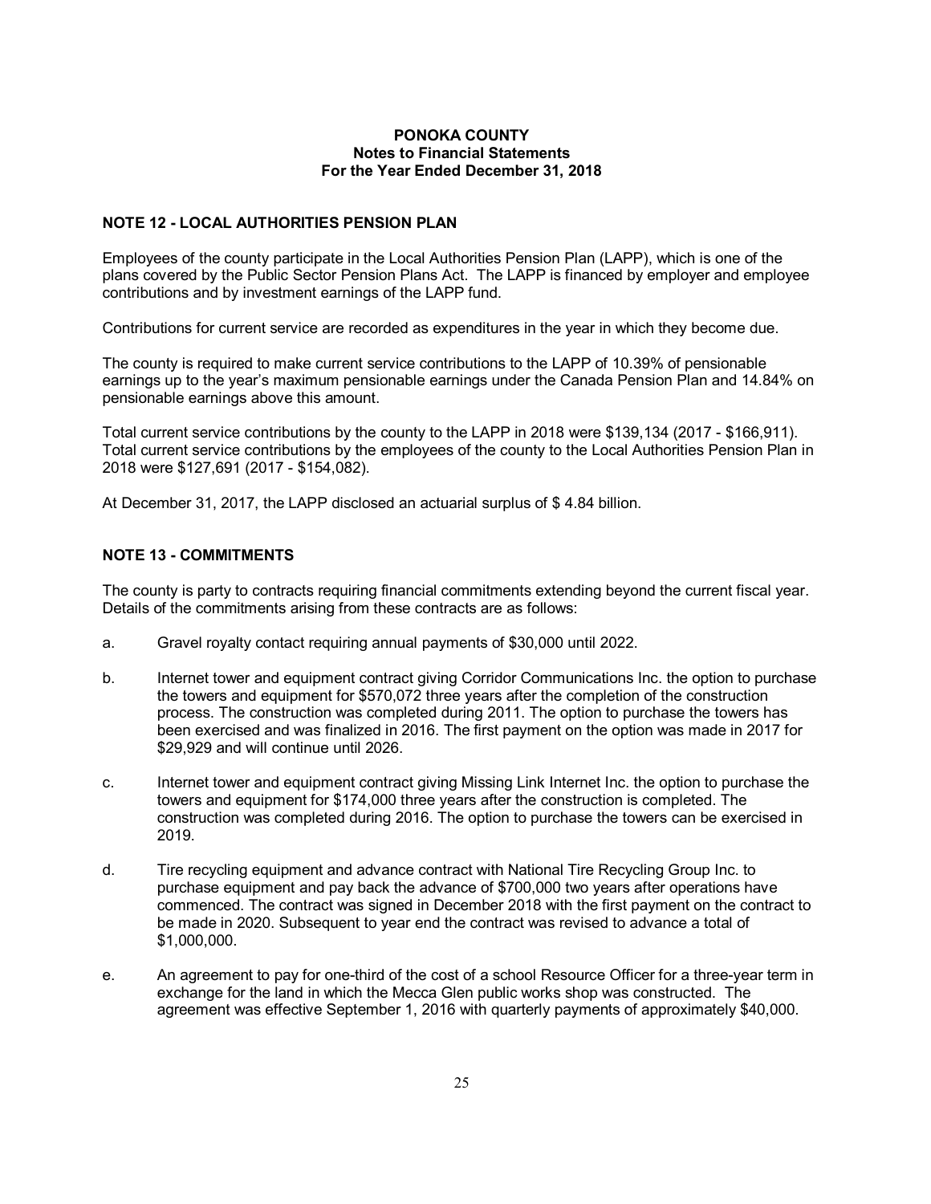**PONOKA COUNTY**
**Notes to Financial Statements**
**For the Year Ended December 31, 2018**

## NOTE 12 - LOCAL AUTHORITIES PENSION PLAN

Employees of the county participate in the Local Authorities Pension Plan (LAPP), which is one of the plans covered by the Public Sector Pension Plans Act. The LAPP is financed by employer and employee contributions and by investment earnings of the LAPP fund.

Contributions for current service are recorded as expenditures in the year in which they become due.

The county is required to make current service contributions to the LAPP of 10.39% of pensionable earnings up to the year's maximum pensionable earnings under the Canada Pension Plan and 14.84% on pensionable earnings above this amount.

Total current service contributions by the county to the LAPP in 2018 were $139,134 (2017 - $166,911). Total current service contributions by the employees of the county to the Local Authorities Pension Plan in 2018 were $127,691 (2017 - $154,082).

At December 31, 2017, the LAPP disclosed an actuarial surplus of $ 4.84 billion.

## NOTE 13 - COMMITMENTS

The county is party to contracts requiring financial commitments extending beyond the current fiscal year. Details of the commitments arising from these contracts are as follows:

a. Gravel royalty contact requiring annual payments of $30,000 until 2022.

b. Internet tower and equipment contract giving Corridor Communications Inc. the option to purchase the towers and equipment for $570,072 three years after the completion of the construction process. The construction was completed during 2011. The option to purchase the towers has been exercised and was finalized in 2016. The first payment on the option was made in 2017 for $29,929 and will continue until 2026.

c. Internet tower and equipment contract giving Missing Link Internet Inc. the option to purchase the towers and equipment for $174,000 three years after the construction is completed. The construction was completed during 2016. The option to purchase the towers can be exercised in 2019.

d. Tire recycling equipment and advance contract with National Tire Recycling Group Inc. to purchase equipment and pay back the advance of $700,000 two years after operations have commenced. The contract was signed in December 2018 with the first payment on the contract to be made in 2020. Subsequent to year end the contract was revised to advance a total of $1,000,000.

e. An agreement to pay for one-third of the cost of a school Resource Officer for a three-year term in exchange for the land in which the Mecca Glen public works shop was constructed. The agreement was effective September 1, 2016 with quarterly payments of approximately $40,000.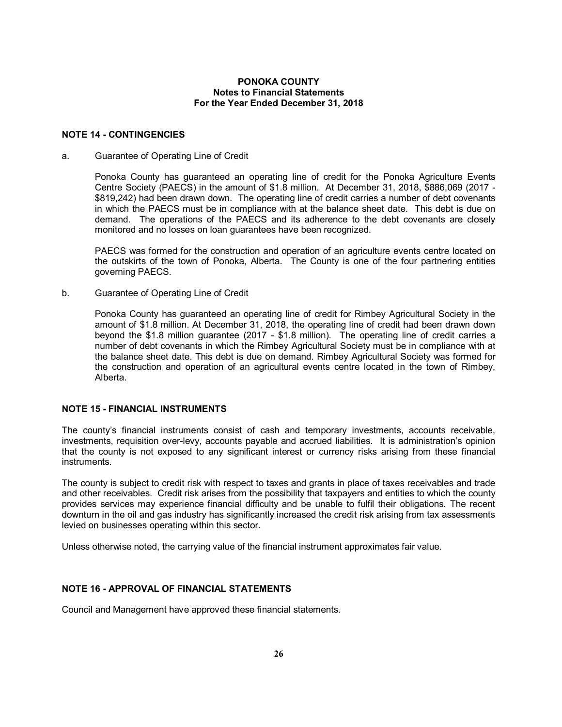**PONOKA COUNTY**
**Notes to Financial Statements**
**For the Year Ended December 31, 2018**

## NOTE 14 - CONTINGENCIES

a. Guarantee of Operating Line of Credit

Ponoka County has guaranteed an operating line of credit for the Ponoka Agriculture Events Centre Society (PAECS) in the amount of $1.8 million. At December 31, 2018, $886,069 (2017 - $819,242) had been drawn down. The operating line of credit carries a number of debt covenants in which the PAECS must be in compliance with at the balance sheet date. This debt is due on demand. The operations of the PAECS and its adherence to the debt covenants are closely monitored and no losses on loan guarantees have been recognized.

PAECS was formed for the construction and operation of an agriculture events centre located on the outskirts of the town of Ponoka, Alberta. The County is one of the four partnering entities governing PAECS.

b. Guarantee of Operating Line of Credit

Ponoka County has guaranteed an operating line of credit for Rimbey Agricultural Society in the amount of $1.8 million. At December 31, 2018, the operating line of credit had been drawn down beyond the $1.8 million guarantee (2017 - $1.8 million). The operating line of credit carries a number of debt covenants in which the Rimbey Agricultural Society must be in compliance with at the balance sheet date. This debt is due on demand. Rimbey Agricultural Society was formed for the construction and operation of an agricultural events centre located in the town of Rimbey, Alberta.

## NOTE 15 - FINANCIAL INSTRUMENTS

The county's financial instruments consist of cash and temporary investments, accounts receivable, investments, requisition over-levy, accounts payable and accrued liabilities. It is administration's opinion that the county is not exposed to any significant interest or currency risks arising from these financial instruments.

The county is subject to credit risk with respect to taxes and grants in place of taxes receivables and trade and other receivables. Credit risk arises from the possibility that taxpayers and entities to which the county provides services may experience financial difficulty and be unable to fulfil their obligations. The recent downturn in the oil and gas industry has significantly increased the credit risk arising from tax assessments levied on businesses operating within this sector.

Unless otherwise noted, the carrying value of the financial instrument approximates fair value.

## NOTE 16 - APPROVAL OF FINANCIAL STATEMENTS

Council and Management have approved these financial statements.